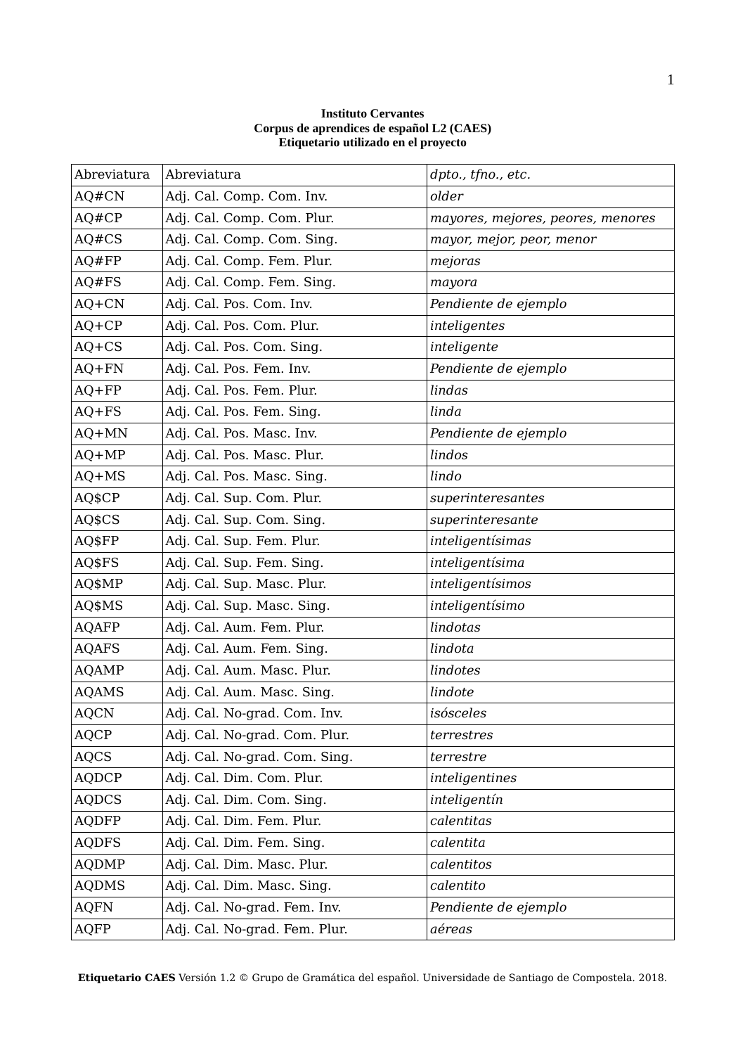**Instituto Cervantes**
**Corpus de aprendices de español L2 (CAES)**
**Etiquetario utilizado en el proyecto**

| Abreviatura | Abreviatura | *dpto., tfno., etc.* |
|---|---|---|
| AQ#CN | Adj. Cal. Comp. Com. Inv. | *older* |
| AQ#CP | Adj. Cal. Comp. Com. Plur. | *mayores, mejores, peores, menores* |
| AQ#CS | Adj. Cal. Comp. Com. Sing. | *mayor, mejor, peor, menor* |
| AQ#FP | Adj. Cal. Comp. Fem. Plur. | *mejoras* |
| AQ#FS | Adj. Cal. Comp. Fem. Sing. | *mayora* |
| AQ+CN | Adj. Cal. Pos. Com. Inv. | *Pendiente de ejemplo* |
| AQ+CP | Adj. Cal. Pos. Com. Plur. | *inteligentes* |
| AQ+CS | Adj. Cal. Pos. Com. Sing. | *inteligente* |
| AQ+FN | Adj. Cal. Pos. Fem. Inv. | *Pendiente de ejemplo* |
| AQ+FP | Adj. Cal. Pos. Fem. Plur. | *lindas* |
| AQ+FS | Adj. Cal. Pos. Fem. Sing. | *linda* |
| AQ+MN | Adj. Cal. Pos. Masc. Inv. | *Pendiente de ejemplo* |
| AQ+MP | Adj. Cal. Pos. Masc. Plur. | *lindos* |
| AQ+MS | Adj. Cal. Pos. Masc. Sing. | *lindo* |
| AQ$CP | Adj. Cal. Sup. Com. Plur. | *superinteresantes* |
| AQ$CS | Adj. Cal. Sup. Com. Sing. | *superinteresante* |
| AQ$FP | Adj. Cal. Sup. Fem. Plur. | *inteligentísimas* |
| AQ$FS | Adj. Cal. Sup. Fem. Sing. | *inteligentísima* |
| AQ$MP | Adj. Cal. Sup. Masc. Plur. | *inteligentísimos* |
| AQ$MS | Adj. Cal. Sup. Masc. Sing. | *inteligentísimo* |
| AQAFP | Adj. Cal. Aum. Fem. Plur. | *lindotas* |
| AQAFS | Adj. Cal. Aum. Fem. Sing. | *lindota* |
| AQAMP | Adj. Cal. Aum. Masc. Plur. | *lindotes* |
| AQAMS | Adj. Cal. Aum. Masc. Sing. | *lindote* |
| AQCN | Adj. Cal. No-grad. Com. Inv. | *isósceles* |
| AQCP | Adj. Cal. No-grad. Com. Plur. | *terrestres* |
| AQCS | Adj. Cal. No-grad. Com. Sing. | *terrestre* |
| AQDCP | Adj. Cal. Dim. Com. Plur. | *inteligentines* |
| AQDCS | Adj. Cal. Dim. Com. Sing. | *inteligentín* |
| AQDFP | Adj. Cal. Dim. Fem. Plur. | *calentitas* |
| AQDFS | Adj. Cal. Dim. Fem. Sing. | *calentita* |
| AQDMP | Adj. Cal. Dim. Masc. Plur. | *calentitos* |
| AQDMS | Adj. Cal. Dim. Masc. Sing. | *calentito* |
| AQFN | Adj. Cal. No-grad. Fem. Inv. | *Pendiente de ejemplo* |
| AQFP | Adj. Cal. No-grad. Fem. Plur. | *aéreas* |

**Etiquetario CAES** Versión 1.2 © Grupo de Gramática del español. Universidade de Santiago de Compostela. 2018.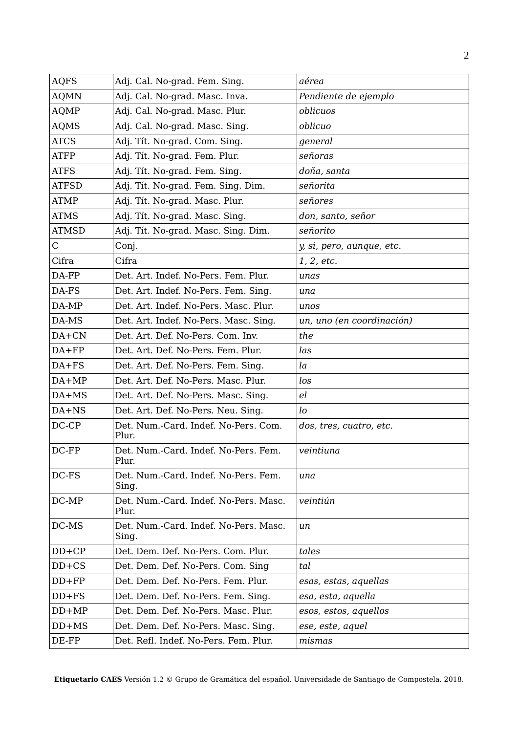| AQFS | Adj. Cal. No-grad. Fem. Sing. | *aérea* |
|---|---|---|
| AQMN | Adj. Cal. No-grad. Masc. Inva. | *Pendiente de ejemplo* |
| AQMP | Adj. Cal. No-grad. Masc. Plur. | *oblicuos* |
| AQMS | Adj. Cal. No-grad. Masc. Sing. | *oblicuo* |
| ATCS | Adj. Tít. No-grad. Com. Sing. | *general* |
| ATFP | Adj. Tít. No-grad. Fem. Plur. | *señoras* |
| ATFS | Adj. Tít. No-grad. Fem. Sing. | *doña, santa* |
| ATFSD | Adj. Tít. No-grad. Fem. Sing. Dim. | *señorita* |
| ATMP | Adj. Tít. No-grad. Masc. Plur. | *señores* |
| ATMS | Adj. Tít. No-grad. Masc. Sing. | *don, santo, señor* |
| ATMSD | Adj. Tít. No-grad. Masc. Sing. Dim. | *señorito* |
| C | Conj. | *y, si, pero, aunque, etc.* |
| Cifra | Cifra | *1, 2, etc.* |
| DA-FP | Det. Art. Indef. No-Pers. Fem. Plur. | *unas* |
| DA-FS | Det. Art. Indef. No-Pers. Fem. Sing. | *una* |
| DA-MP | Det. Art. Indef. No-Pers. Masc. Plur. | *unos* |
| DA-MS | Det. Art. Indef. No-Pers. Masc. Sing. | *un, uno (en coordinación)* |
| DA+CN | Det. Art. Def. No-Pers. Com. Inv. | *the* |
| DA+FP | Det. Art. Def. No-Pers. Fem. Plur. | *las* |
| DA+FS | Det. Art. Def. No-Pers. Fem. Sing. | *la* |
| DA+MP | Det. Art. Def. No-Pers. Masc. Plur. | *los* |
| DA+MS | Det. Art. Def. No-Pers. Masc. Sing. | *el* |
| DA+NS | Det. Art. Def. No-Pers. Neu. Sing. | *lo* |
| DC-CP | Det. Num.-Card. Indef. No-Pers. Com. Plur. | *dos, tres, cuatro, etc.* |
| DC-FP | Det. Num.-Card. Indef. No-Pers. Fem. Plur. | *veintiuna* |
| DC-FS | Det. Num.-Card. Indef. No-Pers. Fem. Sing. | *una* |
| DC-MP | Det. Num.-Card. Indef. No-Pers. Masc. Plur. | *veintiún* |
| DC-MS | Det. Num.-Card. Indef. No-Pers. Masc. Sing. | *un* |
| DD+CP | Det. Dem. Def. No-Pers. Com. Plur. | *tales* |
| DD+CS | Det. Dem. Def. No-Pers. Com. Sing | *tal* |
| DD+FP | Det. Dem. Def. No-Pers. Fem. Plur. | *esas, estas, aquellas* |
| DD+FS | Det. Dem. Def. No-Pers. Fem. Sing. | *esa, esta, aquella* |
| DD+MP | Det. Dem. Def. No-Pers. Masc. Plur. | *esos, estos, aquellos* |
| DD+MS | Det. Dem. Def. No-Pers. Masc. Sing. | *ese, este, aquel* |
| DE-FP | Det. Refl. Indef. No-Pers. Fem. Plur. | *mismas* |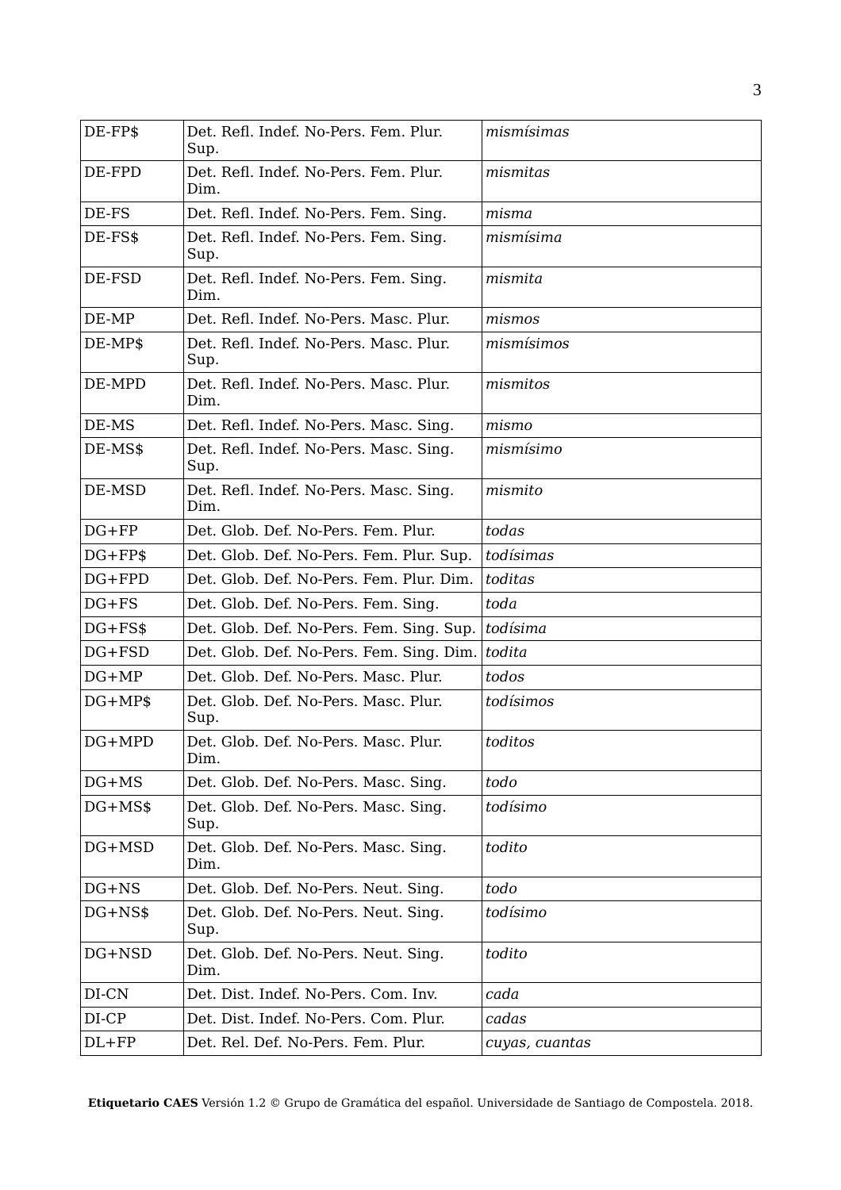| DE-FP$ | Det. Refl. Indef. No-Pers. Fem. Plur. Sup. | *mismísimas* |
|---|---|---|
| DE-FPD | Det. Refl. Indef. No-Pers. Fem. Plur. Dim. | *mismitas* |
| DE-FS | Det. Refl. Indef. No-Pers. Fem. Sing. | *misma* |
| DE-FS$ | Det. Refl. Indef. No-Pers. Fem. Sing. Sup. | *mismísima* |
| DE-FSD | Det. Refl. Indef. No-Pers. Fem. Sing. Dim. | *mismita* |
| DE-MP | Det. Refl. Indef. No-Pers. Masc. Plur. | *mismos* |
| DE-MP$ | Det. Refl. Indef. No-Pers. Masc. Plur. Sup. | *mismísimos* |
| DE-MPD | Det. Refl. Indef. No-Pers. Masc. Plur. Dim. | *mismitos* |
| DE-MS | Det. Refl. Indef. No-Pers. Masc. Sing. | *mismo* |
| DE-MS$ | Det. Refl. Indef. No-Pers. Masc. Sing. Sup. | *mismísimo* |
| DE-MSD | Det. Refl. Indef. No-Pers. Masc. Sing. Dim. | *mismito* |
| DG+FP | Det. Glob. Def. No-Pers. Fem. Plur. | *todas* |
| DG+FP$ | Det. Glob. Def. No-Pers. Fem. Plur. Sup. | *todísimas* |
| DG+FPD | Det. Glob. Def. No-Pers. Fem. Plur. Dim. | *toditas* |
| DG+FS | Det. Glob. Def. No-Pers. Fem. Sing. | *toda* |
| DG+FS$ | Det. Glob. Def. No-Pers. Fem. Sing. Sup. | *todísima* |
| DG+FSD | Det. Glob. Def. No-Pers. Fem. Sing. Dim. | *todita* |
| DG+MP | Det. Glob. Def. No-Pers. Masc. Plur. | *todos* |
| DG+MP$ | Det. Glob. Def. No-Pers. Masc. Plur. Sup. | *todísimos* |
| DG+MPD | Det. Glob. Def. No-Pers. Masc. Plur. Dim. | *toditos* |
| DG+MS | Det. Glob. Def. No-Pers. Masc. Sing. | *todo* |
| DG+MS$ | Det. Glob. Def. No-Pers. Masc. Sing. Sup. | *todísimo* |
| DG+MSD | Det. Glob. Def. No-Pers. Masc. Sing. Dim. | *todito* |
| DG+NS | Det. Glob. Def. No-Pers. Neut. Sing. | *todo* |
| DG+NS$ | Det. Glob. Def. No-Pers. Neut. Sing. Sup. | *todísimo* |
| DG+NSD | Det. Glob. Def. No-Pers. Neut. Sing. Dim. | *todito* |
| DI-CN | Det. Dist. Indef. No-Pers. Com. Inv. | *cada* |
| DI-CP | Det. Dist. Indef. No-Pers. Com. Plur. | *cadas* |
| DL+FP | Det. Rel. Def. No-Pers. Fem. Plur. | *cuyas, cuantas* |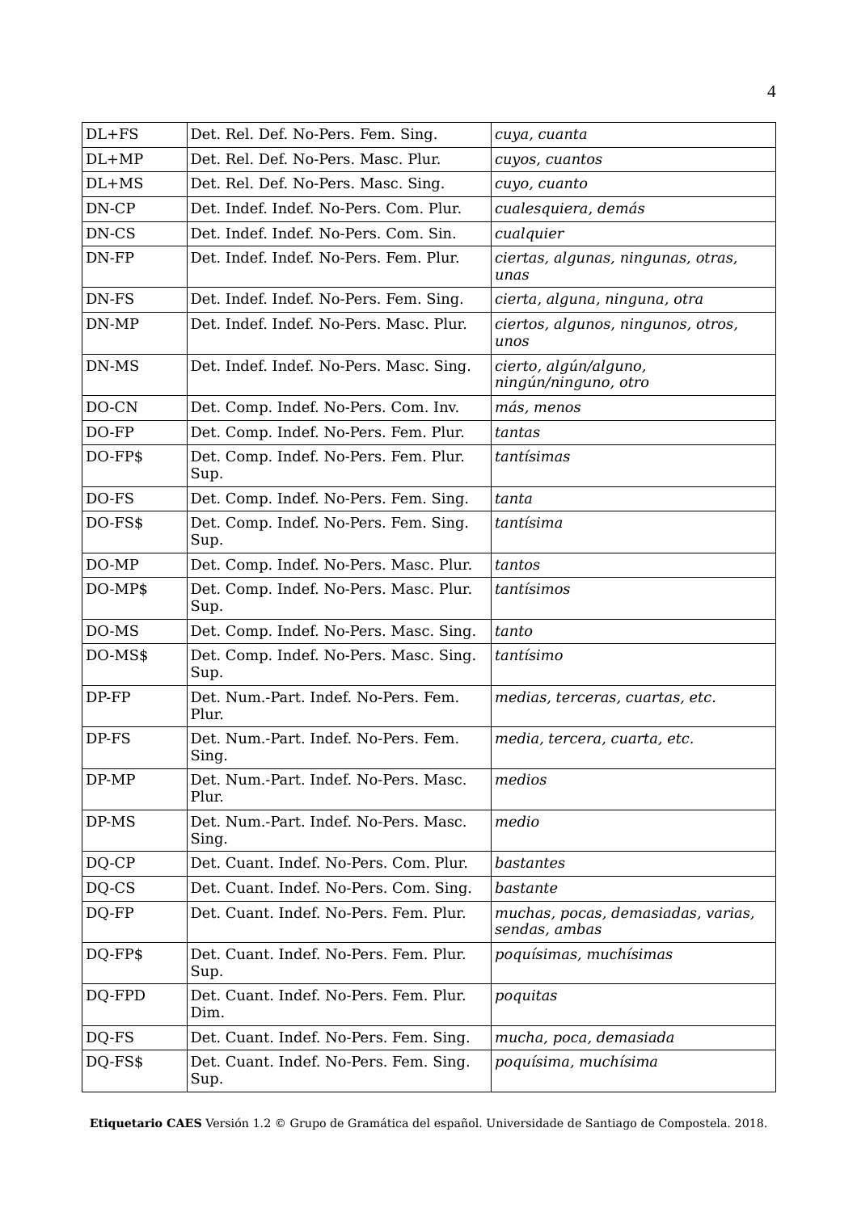| DL+FS | Det. Rel. Def. No-Pers. Fem. Sing. | *cuya, cuanta* |
|---|---|---|
| DL+MP | Det. Rel. Def. No-Pers. Masc. Plur. | *cuyos, cuantos* |
| DL+MS | Det. Rel. Def. No-Pers. Masc. Sing. | *cuyo, cuanto* |
| DN-CP | Det. Indef. Indef. No-Pers. Com. Plur. | *cualesquiera, demás* |
| DN-CS | Det. Indef. Indef. No-Pers. Com. Sin. | *cualquier* |
| DN-FP | Det. Indef. Indef. No-Pers. Fem. Plur. | *ciertas, algunas, ningunas, otras, unas* |
| DN-FS | Det. Indef. Indef. No-Pers. Fem. Sing. | *cierta, alguna, ninguna, otra* |
| DN-MP | Det. Indef. Indef. No-Pers. Masc. Plur. | *ciertos, algunos, ningunos, otros, unos* |
| DN-MS | Det. Indef. Indef. No-Pers. Masc. Sing. | *cierto, algún/alguno, ningún/ninguno, otro* |
| DO-CN | Det. Comp. Indef. No-Pers. Com. Inv. | *más, menos* |
| DO-FP | Det. Comp. Indef. No-Pers. Fem. Plur. | *tantas* |
| DO-FP$ | Det. Comp. Indef. No-Pers. Fem. Plur. Sup. | *tantísimas* |
| DO-FS | Det. Comp. Indef. No-Pers. Fem. Sing. | *tanta* |
| DO-FS$ | Det. Comp. Indef. No-Pers. Fem. Sing. Sup. | *tantísima* |
| DO-MP | Det. Comp. Indef. No-Pers. Masc. Plur. | *tantos* |
| DO-MP$ | Det. Comp. Indef. No-Pers. Masc. Plur. Sup. | *tantísimos* |
| DO-MS | Det. Comp. Indef. No-Pers. Masc. Sing. | *tanto* |
| DO-MS$ | Det. Comp. Indef. No-Pers. Masc. Sing. Sup. | *tantísimo* |
| DP-FP | Det. Num.-Part. Indef. No-Pers. Fem. Plur. | *medias, terceras, cuartas, etc.* |
| DP-FS | Det. Num.-Part. Indef. No-Pers. Fem. Sing. | *media, tercera, cuarta, etc.* |
| DP-MP | Det. Num.-Part. Indef. No-Pers. Masc. Plur. | *medios* |
| DP-MS | Det. Num.-Part. Indef. No-Pers. Masc. Sing. | *medio* |
| DQ-CP | Det. Cuant. Indef. No-Pers. Com. Plur. | *bastantes* |
| DQ-CS | Det. Cuant. Indef. No-Pers. Com. Sing. | *bastante* |
| DQ-FP | Det. Cuant. Indef. No-Pers. Fem. Plur. | *muchas, pocas, demasiadas, varias, sendas, ambas* |
| DQ-FP$ | Det. Cuant. Indef. No-Pers. Fem. Plur. Sup. | *poquísimas, muchísimas* |
| DQ-FPD | Det. Cuant. Indef. No-Pers. Fem. Plur. Dim. | *poquitas* |
| DQ-FS | Det. Cuant. Indef. No-Pers. Fem. Sing. | *mucha, poca, demasiada* |
| DQ-FS$ | Det. Cuant. Indef. No-Pers. Fem. Sing. Sup. | *poquísima, muchísima* |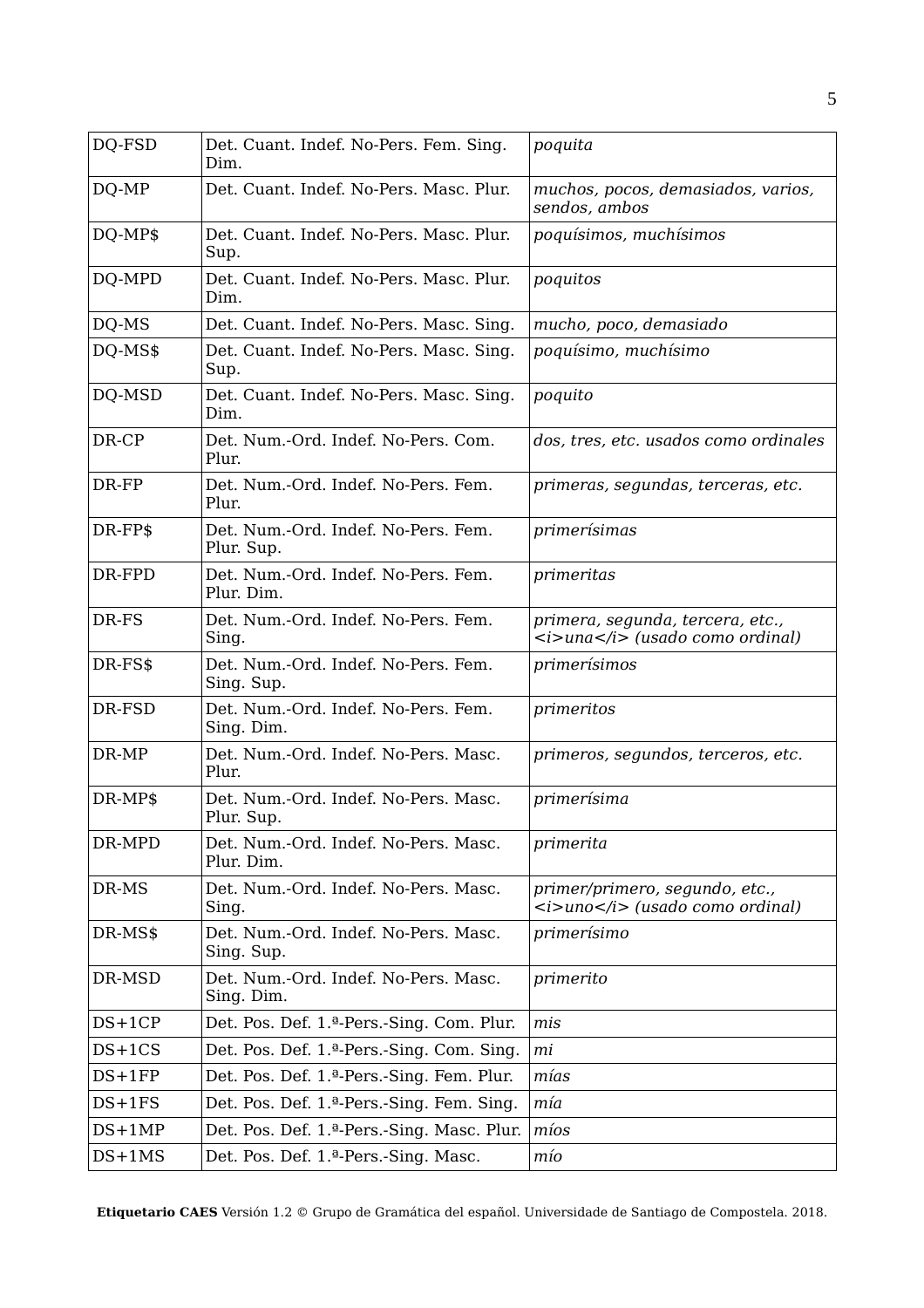| DQ-FSD | Det. Cuant. Indef. No-Pers. Fem. Sing. Dim. | *poquita* |
|---|---|---|
| DQ-MP | Det. Cuant. Indef. No-Pers. Masc. Plur. | *muchos, pocos, demasiados, varios, sendos, ambos* |
| DQ-MP$ | Det. Cuant. Indef. No-Pers. Masc. Plur. Sup. | *poquísimos, muchísimos* |
| DQ-MPD | Det. Cuant. Indef. No-Pers. Masc. Plur. Dim. | *poquitos* |
| DQ-MS | Det. Cuant. Indef. No-Pers. Masc. Sing. | *mucho, poco, demasiado* |
| DQ-MS$ | Det. Cuant. Indef. No-Pers. Masc. Sing. Sup. | *poquísimo, muchísimo* |
| DQ-MSD | Det. Cuant. Indef. No-Pers. Masc. Sing. Dim. | *poquito* |
| DR-CP | Det. Num.-Ord. Indef. No-Pers. Com. Plur. | *dos, tres, etc. usados como ordinales* |
| DR-FP | Det. Num.-Ord. Indef. No-Pers. Fem. Plur. | *primeras, segundas, terceras, etc.* |
| DR-FP$ | Det. Num.-Ord. Indef. No-Pers. Fem. Plur. Sup. | *primerísimas* |
| DR-FPD | Det. Num.-Ord. Indef. No-Pers. Fem. Plur. Dim. | *primeritas* |
| DR-FS | Det. Num.-Ord. Indef. No-Pers. Fem. Sing. | *primera, segunda, tercera, etc., <i>una</i> (usado como ordinal)* |
| DR-FS$ | Det. Num.-Ord. Indef. No-Pers. Fem. Sing. Sup. | *primerísimos* |
| DR-FSD | Det. Num.-Ord. Indef. No-Pers. Fem. Sing. Dim. | *primeritos* |
| DR-MP | Det. Num.-Ord. Indef. No-Pers. Masc. Plur. | *primeros, segundos, terceros, etc.* |
| DR-MP$ | Det. Num.-Ord. Indef. No-Pers. Masc. Plur. Sup. | *primerísima* |
| DR-MPD | Det. Num.-Ord. Indef. No-Pers. Masc. Plur. Dim. | *primerita* |
| DR-MS | Det. Num.-Ord. Indef. No-Pers. Masc. Sing. | *primer/primero, segundo, etc., <i>uno</i> (usado como ordinal)* |
| DR-MS$ | Det. Num.-Ord. Indef. No-Pers. Masc. Sing. Sup. | *primerísimo* |
| DR-MSD | Det. Num.-Ord. Indef. No-Pers. Masc. Sing. Dim. | *primerito* |
| DS+1CP | Det. Pos. Def. 1.ª-Pers.-Sing. Com. Plur. | *mis* |
| DS+1CS | Det. Pos. Def. 1.ª-Pers.-Sing. Com. Sing. | *mi* |
| DS+1FP | Det. Pos. Def. 1.ª-Pers.-Sing. Fem. Plur. | *mías* |
| DS+1FS | Det. Pos. Def. 1.ª-Pers.-Sing. Fem. Sing. | *mía* |
| DS+1MP | Det. Pos. Def. 1.ª-Pers.-Sing. Masc. Plur. | *míos* |
| DS+1MS | Det. Pos. Def. 1.ª-Pers.-Sing. Masc. | *mío* |

**Etiquetario CAES** Versión 1.2 © Grupo de Gramática del español. Universidade de Santiago de Compostela. 2018.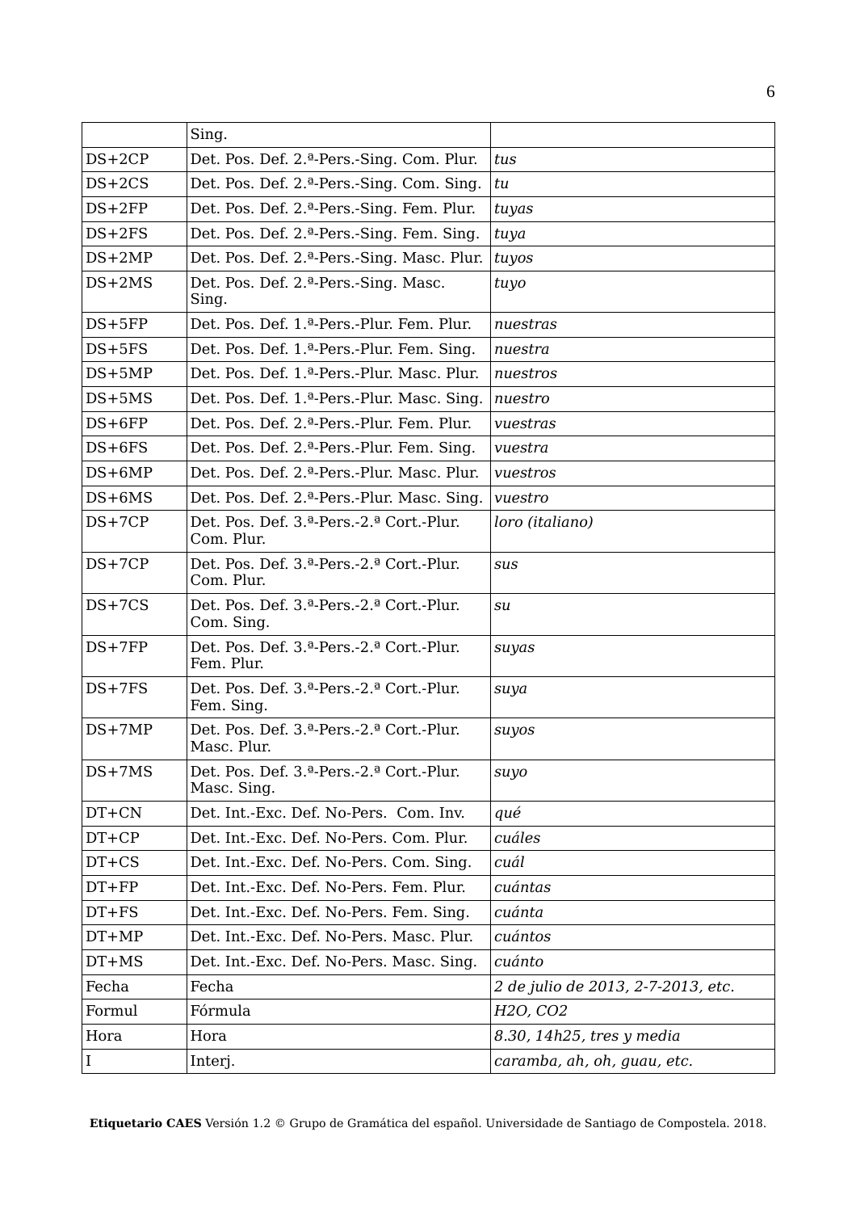| | Sing. | |
|---|---|---|
| DS+2CP | Det. Pos. Def. 2.ª-Pers.-Sing. Com. Plur. | *tus* |
| DS+2CS | Det. Pos. Def. 2.ª-Pers.-Sing. Com. Sing. | *tu* |
| DS+2FP | Det. Pos. Def. 2.ª-Pers.-Sing. Fem. Plur. | *tuyas* |
| DS+2FS | Det. Pos. Def. 2.ª-Pers.-Sing. Fem. Sing. | *tuya* |
| DS+2MP | Det. Pos. Def. 2.ª-Pers.-Sing. Masc. Plur. | *tuyos* |
| DS+2MS | Det. Pos. Def. 2.ª-Pers.-Sing. Masc. Sing. | *tuyo* |
| DS+5FP | Det. Pos. Def. 1.ª-Pers.-Plur. Fem. Plur. | *nuestras* |
| DS+5FS | Det. Pos. Def. 1.ª-Pers.-Plur. Fem. Sing. | *nuestra* |
| DS+5MP | Det. Pos. Def. 1.ª-Pers.-Plur. Masc. Plur. | *nuestros* |
| DS+5MS | Det. Pos. Def. 1.ª-Pers.-Plur. Masc. Sing. | *nuestro* |
| DS+6FP | Det. Pos. Def. 2.ª-Pers.-Plur. Fem. Plur. | *vuestras* |
| DS+6FS | Det. Pos. Def. 2.ª-Pers.-Plur. Fem. Sing. | *vuestra* |
| DS+6MP | Det. Pos. Def. 2.ª-Pers.-Plur. Masc. Plur. | *vuestros* |
| DS+6MS | Det. Pos. Def. 2.ª-Pers.-Plur. Masc. Sing. | *vuestro* |
| DS+7CP | Det. Pos. Def. 3.ª-Pers.-2.ª Cort.-Plur. Com. Plur. | *loro (italiano)* |
| DS+7CP | Det. Pos. Def. 3.ª-Pers.-2.ª Cort.-Plur. Com. Plur. | *sus* |
| DS+7CS | Det. Pos. Def. 3.ª-Pers.-2.ª Cort.-Plur. Com. Sing. | *su* |
| DS+7FP | Det. Pos. Def. 3.ª-Pers.-2.ª Cort.-Plur. Fem. Plur. | *suyas* |
| DS+7FS | Det. Pos. Def. 3.ª-Pers.-2.ª Cort.-Plur. Fem. Sing. | *suya* |
| DS+7MP | Det. Pos. Def. 3.ª-Pers.-2.ª Cort.-Plur. Masc. Plur. | *suyos* |
| DS+7MS | Det. Pos. Def. 3.ª-Pers.-2.ª Cort.-Plur. Masc. Sing. | *suyo* |
| DT+CN | Det. Int.-Exc. Def. No-Pers. Com. Inv. | *qué* |
| DT+CP | Det. Int.-Exc. Def. No-Pers. Com. Plur. | *cuáles* |
| DT+CS | Det. Int.-Exc. Def. No-Pers. Com. Sing. | *cuál* |
| DT+FP | Det. Int.-Exc. Def. No-Pers. Fem. Plur. | *cuántas* |
| DT+FS | Det. Int.-Exc. Def. No-Pers. Fem. Sing. | *cuánta* |
| DT+MP | Det. Int.-Exc. Def. No-Pers. Masc. Plur. | *cuántos* |
| DT+MS | Det. Int.-Exc. Def. No-Pers. Masc. Sing. | *cuánto* |
| Fecha | Fecha | *2 de julio de 2013, 2-7-2013, etc.* |
| Formul | Fórmula | *H2O, CO2* |
| Hora | Hora | *8.30, 14h25, tres y media* |
| I | Interj. | *caramba, ah, oh, guau, etc.* |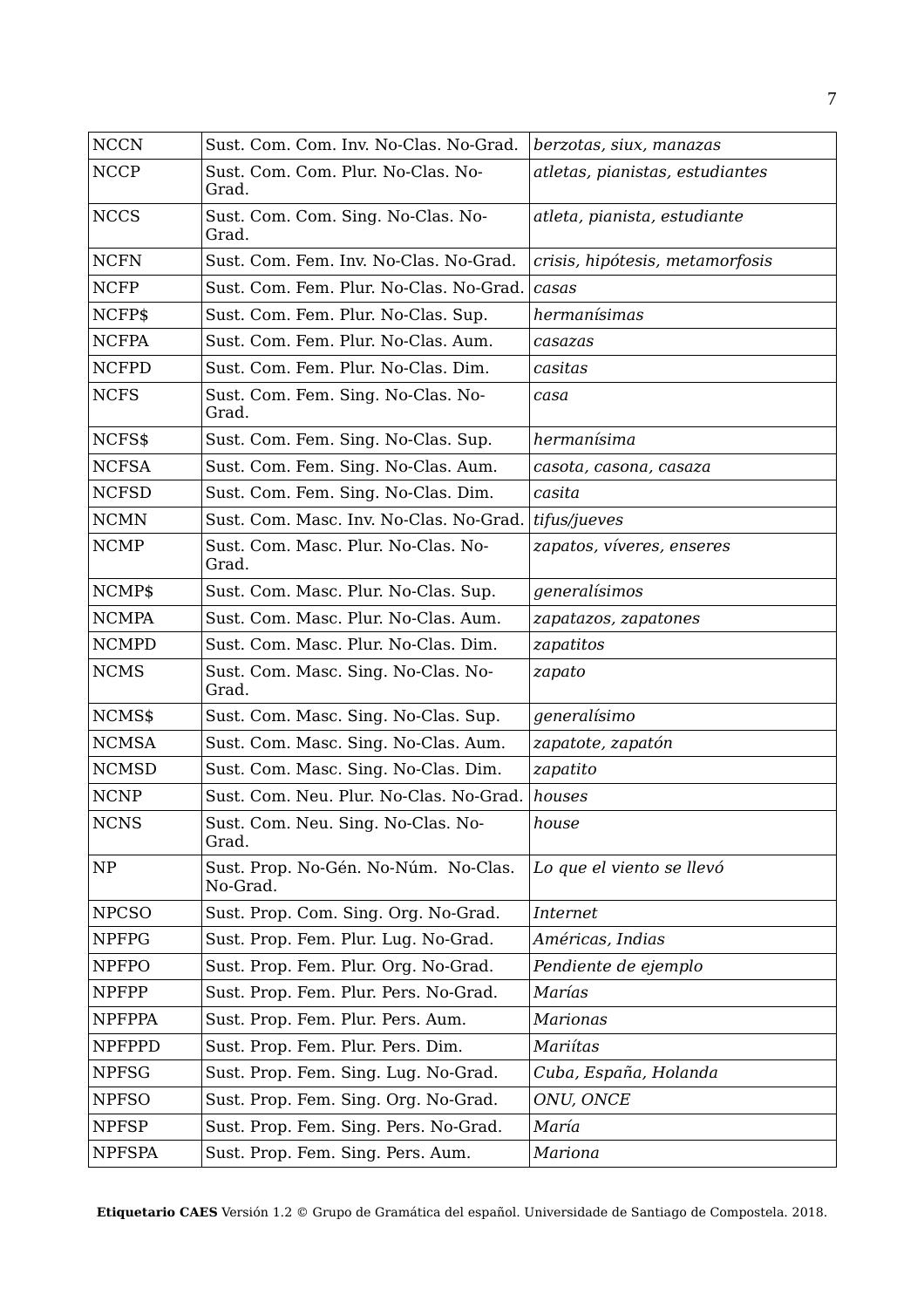| NCCN | Sust. Com. Com. Inv. No-Clas. No-Grad. | *berzotas, siux, manazas* |
|---|---|---|
| NCCP | Sust. Com. Com. Plur. No-Clas. No-Grad. | *atletas, pianistas, estudiantes* |
| NCCS | Sust. Com. Com. Sing. No-Clas. No-Grad. | *atleta, pianista, estudiante* |
| NCFN | Sust. Com. Fem. Inv. No-Clas. No-Grad. | *crisis, hipótesis, metamorfosis* |
| NCFP | Sust. Com. Fem. Plur. No-Clas. No-Grad. | *casas* |
| NCFP$ | Sust. Com. Fem. Plur. No-Clas. Sup. | *hermanísimas* |
| NCFPA | Sust. Com. Fem. Plur. No-Clas. Aum. | *casazas* |
| NCFPD | Sust. Com. Fem. Plur. No-Clas. Dim. | *casitas* |
| NCFS | Sust. Com. Fem. Sing. No-Clas. No-Grad. | *casa* |
| NCFS$ | Sust. Com. Fem. Sing. No-Clas. Sup. | *hermanísima* |
| NCFSA | Sust. Com. Fem. Sing. No-Clas. Aum. | *casota, casona, casaza* |
| NCFSD | Sust. Com. Fem. Sing. No-Clas. Dim. | *casita* |
| NCMN | Sust. Com. Masc. Inv. No-Clas. No-Grad. | *tifus/jueves* |
| NCMP | Sust. Com. Masc. Plur. No-Clas. No-Grad. | *zapatos, víveres, enseres* |
| NCMP$ | Sust. Com. Masc. Plur. No-Clas. Sup. | *generalísimos* |
| NCMPA | Sust. Com. Masc. Plur. No-Clas. Aum. | *zapatazos, zapatones* |
| NCMPD | Sust. Com. Masc. Plur. No-Clas. Dim. | *zapatitos* |
| NCMS | Sust. Com. Masc. Sing. No-Clas. No-Grad. | *zapato* |
| NCMS$ | Sust. Com. Masc. Sing. No-Clas. Sup. | *generalísimo* |
| NCMSA | Sust. Com. Masc. Sing. No-Clas. Aum. | *zapatote, zapatón* |
| NCMSD | Sust. Com. Masc. Sing. No-Clas. Dim. | *zapatito* |
| NCNP | Sust. Com. Neu. Plur. No-Clas. No-Grad. | *houses* |
| NCNS | Sust. Com. Neu. Sing. No-Clas. No-Grad. | *house* |
| NP | Sust. Prop. No-Gén. No-Núm. No-Clas. No-Grad. | *Lo que el viento se llevó* |
| NPCSO | Sust. Prop. Com. Sing. Org. No-Grad. | *Internet* |
| NPFPG | Sust. Prop. Fem. Plur. Lug. No-Grad. | *Américas, Indias* |
| NPFPO | Sust. Prop. Fem. Plur. Org. No-Grad. | *Pendiente de ejemplo* |
| NPFPP | Sust. Prop. Fem. Plur. Pers. No-Grad. | *Marías* |
| NPFPPA | Sust. Prop. Fem. Plur. Pers. Aum. | *Marionas* |
| NPFPPD | Sust. Prop. Fem. Plur. Pers. Dim. | *Mariítas* |
| NPFSG | Sust. Prop. Fem. Sing. Lug. No-Grad. | *Cuba, España, Holanda* |
| NPFSO | Sust. Prop. Fem. Sing. Org. No-Grad. | *ONU, ONCE* |
| NPFSP | Sust. Prop. Fem. Sing. Pers. No-Grad. | *María* |
| NPFSPA | Sust. Prop. Fem. Sing. Pers. Aum. | *Mariona* |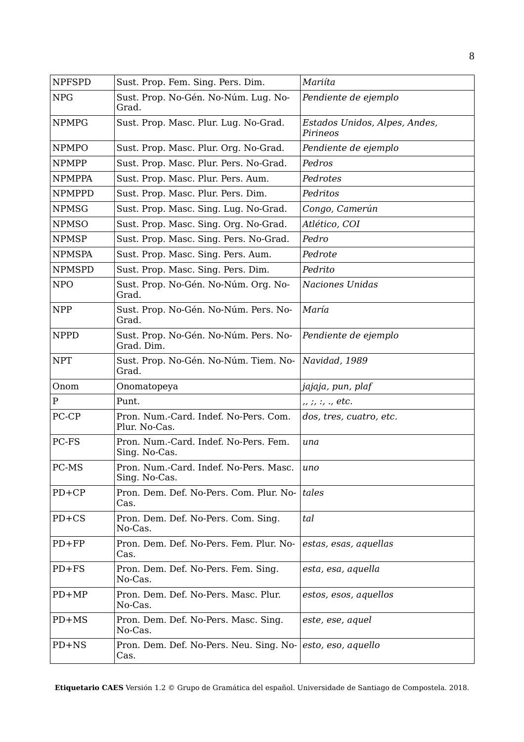| NPFSPD | Sust. Prop. Fem. Sing. Pers. Dim. | *Mariíta* |
|---|---|---|
| NPG | Sust. Prop. No-Gén. No-Núm. Lug. No-Grad. | *Pendiente de ejemplo* |
| NPMPG | Sust. Prop. Masc. Plur. Lug. No-Grad. | *Estados Unidos, Alpes, Andes, Pirineos* |
| NPMPO | Sust. Prop. Masc. Plur. Org. No-Grad. | *Pendiente de ejemplo* |
| NPMPP | Sust. Prop. Masc. Plur. Pers. No-Grad. | *Pedros* |
| NPMPPA | Sust. Prop. Masc. Plur. Pers. Aum. | *Pedrotes* |
| NPMPPD | Sust. Prop. Masc. Plur. Pers. Dim. | *Pedritos* |
| NPMSG | Sust. Prop. Masc. Sing. Lug. No-Grad. | *Congo, Camerún* |
| NPMSO | Sust. Prop. Masc. Sing. Org. No-Grad. | *Atlético, COI* |
| NPMSP | Sust. Prop. Masc. Sing. Pers. No-Grad. | *Pedro* |
| NPMSPA | Sust. Prop. Masc. Sing. Pers. Aum. | *Pedrote* |
| NPMSPD | Sust. Prop. Masc. Sing. Pers. Dim. | *Pedrito* |
| NPO | Sust. Prop. No-Gén. No-Núm. Org. No-Grad. | *Naciones Unidas* |
| NPP | Sust. Prop. No-Gén. No-Núm. Pers. No-Grad. | *María* |
| NPPD | Sust. Prop. No-Gén. No-Núm. Pers. No-Grad. Dim. | *Pendiente de ejemplo* |
| NPT | Sust. Prop. No-Gén. No-Núm. Tiem. No-Grad. | *Navidad, 1989* |
| Onom | Onomatopeya | *jajaja, pun, plaf* |
| P | Punt. | *,, ;, :, ., etc.* |
| PC-CP | Pron. Num.-Card. Indef. No-Pers. Com. Plur. No-Cas. | *dos, tres, cuatro, etc.* |
| PC-FS | Pron. Num.-Card. Indef. No-Pers. Fem. Sing. No-Cas. | *una* |
| PC-MS | Pron. Num.-Card. Indef. No-Pers. Masc. Sing. No-Cas. | *uno* |
| PD+CP | Pron. Dem. Def. No-Pers. Com. Plur. No-Cas. | *tales* |
| PD+CS | Pron. Dem. Def. No-Pers. Com. Sing. No-Cas. | *tal* |
| PD+FP | Pron. Dem. Def. No-Pers. Fem. Plur. No-Cas. | *estas, esas, aquellas* |
| PD+FS | Pron. Dem. Def. No-Pers. Fem. Sing. No-Cas. | *esta, esa, aquella* |
| PD+MP | Pron. Dem. Def. No-Pers. Masc. Plur. No-Cas. | *estos, esos, aquellos* |
| PD+MS | Pron. Dem. Def. No-Pers. Masc. Sing. No-Cas. | *este, ese, aquel* |
| PD+NS | Pron. Dem. Def. No-Pers. Neu. Sing. No-Cas. | *esto, eso, aquello* |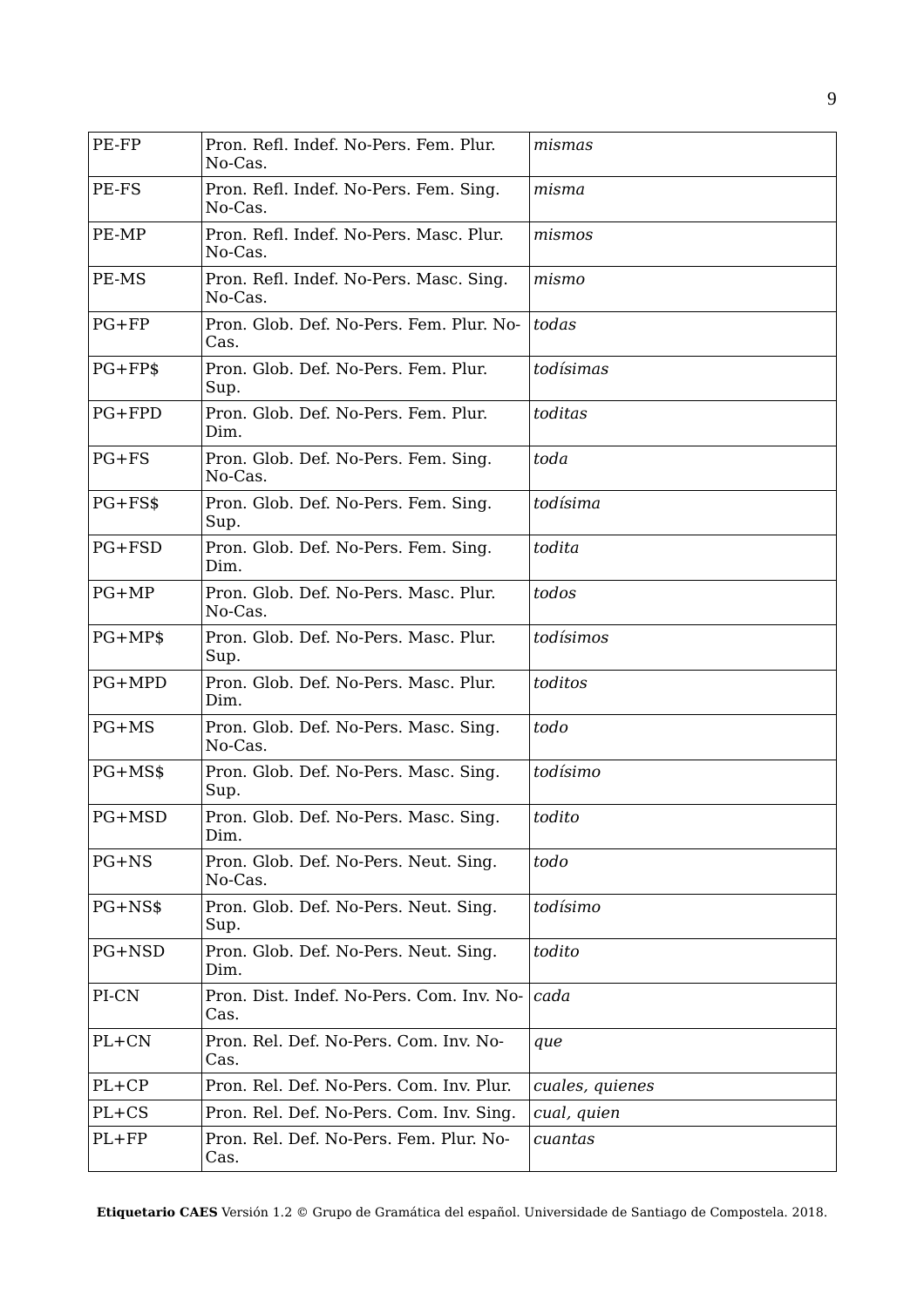| PE-FP | Pron. Refl. Indef. No-Pers. Fem. Plur. No-Cas. | *mismas* |
|---|---|---|
| PE-FS | Pron. Refl. Indef. No-Pers. Fem. Sing. No-Cas. | *misma* |
| PE-MP | Pron. Refl. Indef. No-Pers. Masc. Plur. No-Cas. | *mismos* |
| PE-MS | Pron. Refl. Indef. No-Pers. Masc. Sing. No-Cas. | *mismo* |
| PG+FP | Pron. Glob. Def. No-Pers. Fem. Plur. No-Cas. | *todas* |
| PG+FP$ | Pron. Glob. Def. No-Pers. Fem. Plur. Sup. | *todísimas* |
| PG+FPD | Pron. Glob. Def. No-Pers. Fem. Plur. Dim. | *toditas* |
| PG+FS | Pron. Glob. Def. No-Pers. Fem. Sing. No-Cas. | *toda* |
| PG+FS$ | Pron. Glob. Def. No-Pers. Fem. Sing. Sup. | *todísima* |
| PG+FSD | Pron. Glob. Def. No-Pers. Fem. Sing. Dim. | *todita* |
| PG+MP | Pron. Glob. Def. No-Pers. Masc. Plur. No-Cas. | *todos* |
| PG+MP$ | Pron. Glob. Def. No-Pers. Masc. Plur. Sup. | *todísimos* |
| PG+MPD | Pron. Glob. Def. No-Pers. Masc. Plur. Dim. | *toditos* |
| PG+MS | Pron. Glob. Def. No-Pers. Masc. Sing. No-Cas. | *todo* |
| PG+MS$ | Pron. Glob. Def. No-Pers. Masc. Sing. Sup. | *todísimo* |
| PG+MSD | Pron. Glob. Def. No-Pers. Masc. Sing. Dim. | *todito* |
| PG+NS | Pron. Glob. Def. No-Pers. Neut. Sing. No-Cas. | *todo* |
| PG+NS$ | Pron. Glob. Def. No-Pers. Neut. Sing. Sup. | *todísimo* |
| PG+NSD | Pron. Glob. Def. No-Pers. Neut. Sing. Dim. | *todito* |
| PI-CN | Pron. Dist. Indef. No-Pers. Com. Inv. No-Cas. | *cada* |
| PL+CN | Pron. Rel. Def. No-Pers. Com. Inv. No-Cas. | *que* |
| PL+CP | Pron. Rel. Def. No-Pers. Com. Inv. Plur. | *cuales, quienes* |
| PL+CS | Pron. Rel. Def. No-Pers. Com. Inv. Sing. | *cual, quien* |
| PL+FP | Pron. Rel. Def. No-Pers. Fem. Plur. No-Cas. | *cuantas* |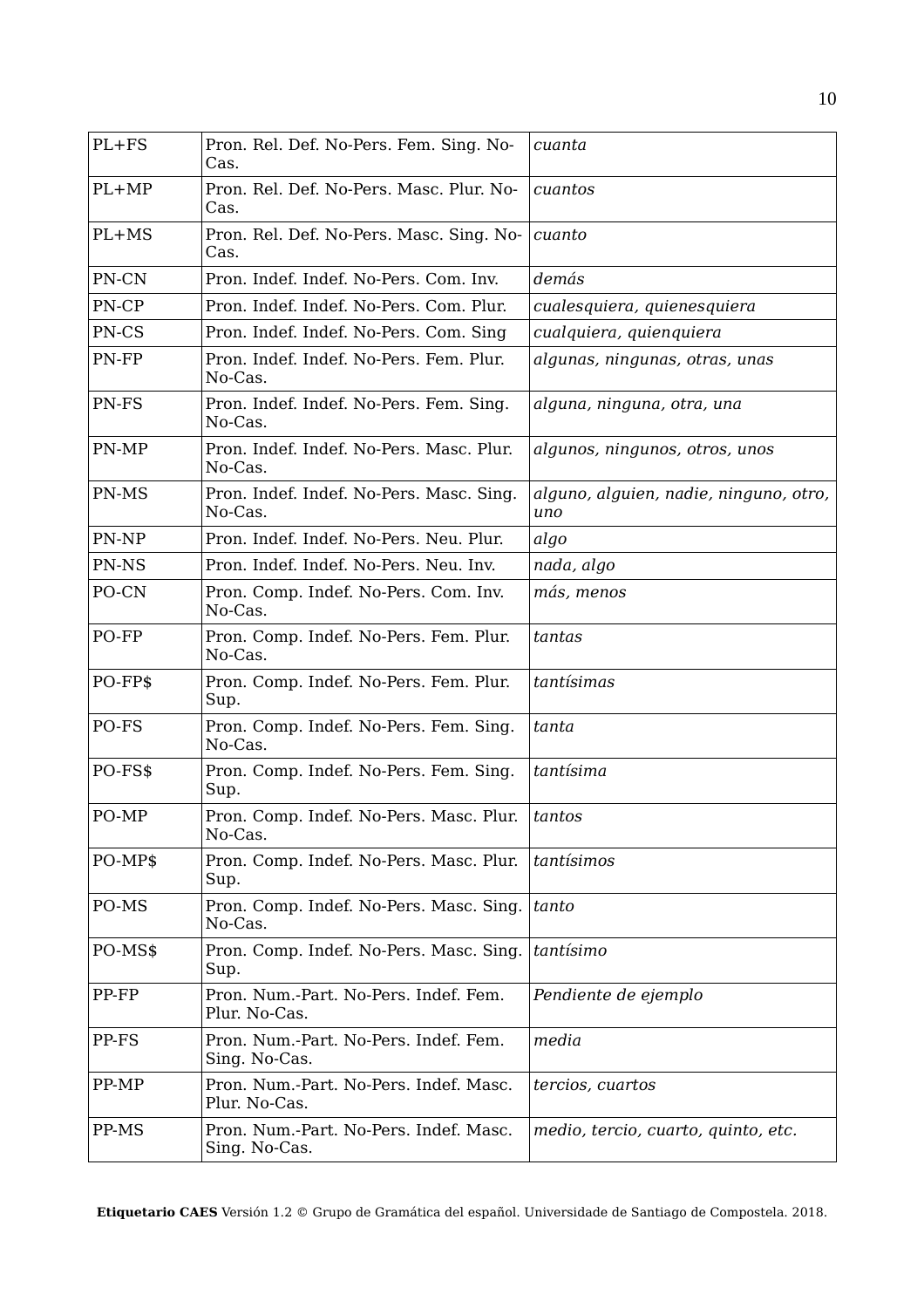| PL+FS | Pron. Rel. Def. No-Pers. Fem. Sing. No-Cas. | *cuanta* |
|---|---|---|
| PL+MP | Pron. Rel. Def. No-Pers. Masc. Plur. No-Cas. | *cuantos* |
| PL+MS | Pron. Rel. Def. No-Pers. Masc. Sing. No-Cas. | *cuanto* |
| PN-CN | Pron. Indef. Indef. No-Pers. Com. Inv. | *demás* |
| PN-CP | Pron. Indef. Indef. No-Pers. Com. Plur. | *cualesquiera, quienesquiera* |
| PN-CS | Pron. Indef. Indef. No-Pers. Com. Sing | *cualquiera, quienquiera* |
| PN-FP | Pron. Indef. Indef. No-Pers. Fem. Plur. No-Cas. | *algunas, ningunas, otras, unas* |
| PN-FS | Pron. Indef. Indef. No-Pers. Fem. Sing. No-Cas. | *alguna, ninguna, otra, una* |
| PN-MP | Pron. Indef. Indef. No-Pers. Masc. Plur. No-Cas. | *algunos, ningunos, otros, unos* |
| PN-MS | Pron. Indef. Indef. No-Pers. Masc. Sing. No-Cas. | *alguno, alguien, nadie, ninguno, otro, uno* |
| PN-NP | Pron. Indef. Indef. No-Pers. Neu. Plur. | *algo* |
| PN-NS | Pron. Indef. Indef. No-Pers. Neu. Inv. | *nada, algo* |
| PO-CN | Pron. Comp. Indef. No-Pers. Com. Inv. No-Cas. | *más, menos* |
| PO-FP | Pron. Comp. Indef. No-Pers. Fem. Plur. No-Cas. | *tantas* |
| PO-FP$ | Pron. Comp. Indef. No-Pers. Fem. Plur. Sup. | *tantísimas* |
| PO-FS | Pron. Comp. Indef. No-Pers. Fem. Sing. No-Cas. | *tanta* |
| PO-FS$ | Pron. Comp. Indef. No-Pers. Fem. Sing. Sup. | *tantísima* |
| PO-MP | Pron. Comp. Indef. No-Pers. Masc. Plur. No-Cas. | *tantos* |
| PO-MP$ | Pron. Comp. Indef. No-Pers. Masc. Plur. Sup. | *tantísimos* |
| PO-MS | Pron. Comp. Indef. No-Pers. Masc. Sing. No-Cas. | *tanto* |
| PO-MS$ | Pron. Comp. Indef. No-Pers. Masc. Sing. Sup. | *tantísimo* |
| PP-FP | Pron. Num.-Part. No-Pers. Indef. Fem. Plur. No-Cas. | *Pendiente de ejemplo* |
| PP-FS | Pron. Num.-Part. No-Pers. Indef. Fem. Sing. No-Cas. | *media* |
| PP-MP | Pron. Num.-Part. No-Pers. Indef. Masc. Plur. No-Cas. | *tercios, cuartos* |
| PP-MS | Pron. Num.-Part. No-Pers. Indef. Masc. Sing. No-Cas. | *medio, tercio, cuarto, quinto, etc.* |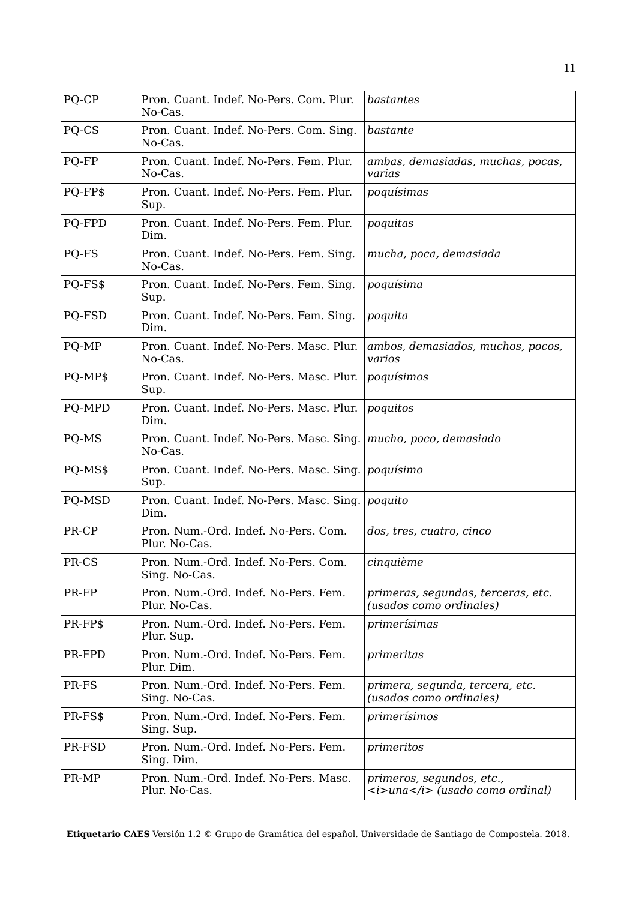| PQ-CP | Pron. Cuant. Indef. No-Pers. Com. Plur. No-Cas. | *bastantes* |
|---|---|---|
| PQ-CS | Pron. Cuant. Indef. No-Pers. Com. Sing. No-Cas. | *bastante* |
| PQ-FP | Pron. Cuant. Indef. No-Pers. Fem. Plur. No-Cas. | *ambas, demasiadas, muchas, pocas, varias* |
| PQ-FP$ | Pron. Cuant. Indef. No-Pers. Fem. Plur. Sup. | *poquísimas* |
| PQ-FPD | Pron. Cuant. Indef. No-Pers. Fem. Plur. Dim. | *poquitas* |
| PQ-FS | Pron. Cuant. Indef. No-Pers. Fem. Sing. No-Cas. | *mucha, poca, demasiada* |
| PQ-FS$ | Pron. Cuant. Indef. No-Pers. Fem. Sing. Sup. | *poquísima* |
| PQ-FSD | Pron. Cuant. Indef. No-Pers. Fem. Sing. Dim. | *poquita* |
| PQ-MP | Pron. Cuant. Indef. No-Pers. Masc. Plur. No-Cas. | *ambos, demasiados, muchos, pocos, varios* |
| PQ-MP$ | Pron. Cuant. Indef. No-Pers. Masc. Plur. Sup. | *poquísimos* |
| PQ-MPD | Pron. Cuant. Indef. No-Pers. Masc. Plur. Dim. | *poquitos* |
| PQ-MS | Pron. Cuant. Indef. No-Pers. Masc. Sing. No-Cas. | *mucho, poco, demasiado* |
| PQ-MS$ | Pron. Cuant. Indef. No-Pers. Masc. Sing. Sup. | *poquísimo* |
| PQ-MSD | Pron. Cuant. Indef. No-Pers. Masc. Sing. Dim. | *poquito* |
| PR-CP | Pron. Num.-Ord. Indef. No-Pers. Com. Plur. No-Cas. | *dos, tres, cuatro, cinco* |
| PR-CS | Pron. Num.-Ord. Indef. No-Pers. Com. Sing. No-Cas. | *cinquième* |
| PR-FP | Pron. Num.-Ord. Indef. No-Pers. Fem. Plur. No-Cas. | *primeras, segundas, terceras, etc. (usados como ordinales)* |
| PR-FP$ | Pron. Num.-Ord. Indef. No-Pers. Fem. Plur. Sup. | *primerísimas* |
| PR-FPD | Pron. Num.-Ord. Indef. No-Pers. Fem. Plur. Dim. | *primeritas* |
| PR-FS | Pron. Num.-Ord. Indef. No-Pers. Fem. Sing. No-Cas. | *primera, segunda, tercera, etc. (usados como ordinales)* |
| PR-FS$ | Pron. Num.-Ord. Indef. No-Pers. Fem. Sing. Sup. | *primerísimos* |
| PR-FSD | Pron. Num.-Ord. Indef. No-Pers. Fem. Sing. Dim. | *primeritos* |
| PR-MP | Pron. Num.-Ord. Indef. No-Pers. Masc. Plur. No-Cas. | *primeros, segundos, etc., <i>una</i> (usado como ordinal)* |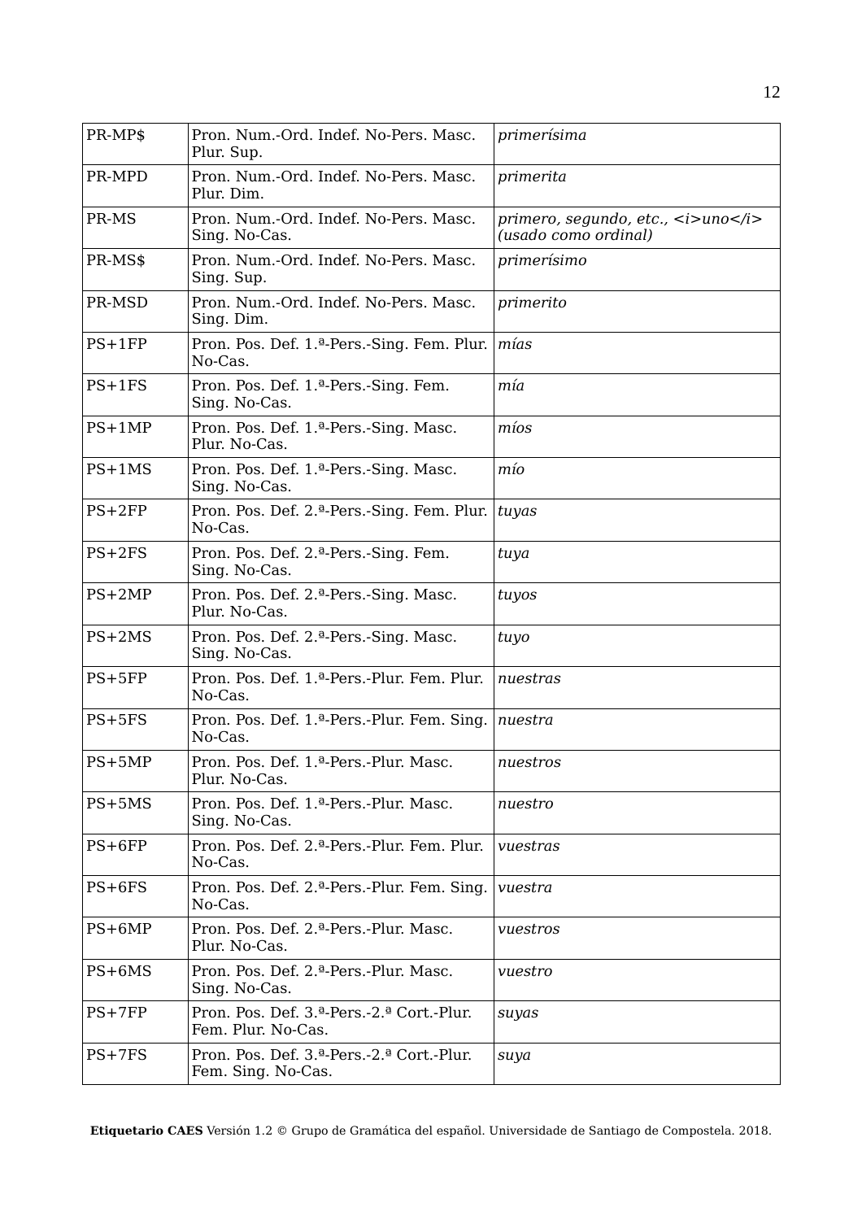| PR-MP$ | Pron. Num.-Ord. Indef. No-Pers. Masc. Plur. Sup. | *primerísima* |
|---|---|---|
| PR-MPD | Pron. Num.-Ord. Indef. No-Pers. Masc. Plur. Dim. | *primerita* |
| PR-MS | Pron. Num.-Ord. Indef. No-Pers. Masc. Sing. No-Cas. | *primero, segundo, etc., <i>uno</i> (usado como ordinal)* |
| PR-MS$ | Pron. Num.-Ord. Indef. No-Pers. Masc. Sing. Sup. | *primerísimo* |
| PR-MSD | Pron. Num.-Ord. Indef. No-Pers. Masc. Sing. Dim. | *primerito* |
| PS+1FP | Pron. Pos. Def. 1.ª-Pers.-Sing. Fem. Plur. No-Cas. | *mías* |
| PS+1FS | Pron. Pos. Def. 1.ª-Pers.-Sing. Fem. Sing. No-Cas. | *mía* |
| PS+1MP | Pron. Pos. Def. 1.ª-Pers.-Sing. Masc. Plur. No-Cas. | *míos* |
| PS+1MS | Pron. Pos. Def. 1.ª-Pers.-Sing. Masc. Sing. No-Cas. | *mío* |
| PS+2FP | Pron. Pos. Def. 2.ª-Pers.-Sing. Fem. Plur. No-Cas. | *tuyas* |
| PS+2FS | Pron. Pos. Def. 2.ª-Pers.-Sing. Fem. Sing. No-Cas. | *tuya* |
| PS+2MP | Pron. Pos. Def. 2.ª-Pers.-Sing. Masc. Plur. No-Cas. | *tuyos* |
| PS+2MS | Pron. Pos. Def. 2.ª-Pers.-Sing. Masc. Sing. No-Cas. | *tuyo* |
| PS+5FP | Pron. Pos. Def. 1.ª-Pers.-Plur. Fem. Plur. No-Cas. | *nuestras* |
| PS+5FS | Pron. Pos. Def. 1.ª-Pers.-Plur. Fem. Sing. No-Cas. | *nuestra* |
| PS+5MP | Pron. Pos. Def. 1.ª-Pers.-Plur. Masc. Plur. No-Cas. | *nuestros* |
| PS+5MS | Pron. Pos. Def. 1.ª-Pers.-Plur. Masc. Sing. No-Cas. | *nuestro* |
| PS+6FP | Pron. Pos. Def. 2.ª-Pers.-Plur. Fem. Plur. No-Cas. | *vuestras* |
| PS+6FS | Pron. Pos. Def. 2.ª-Pers.-Plur. Fem. Sing. No-Cas. | *vuestra* |
| PS+6MP | Pron. Pos. Def. 2.ª-Pers.-Plur. Masc. Plur. No-Cas. | *vuestros* |
| PS+6MS | Pron. Pos. Def. 2.ª-Pers.-Plur. Masc. Sing. No-Cas. | *vuestro* |
| PS+7FP | Pron. Pos. Def. 3.ª-Pers.-2.ª Cort.-Plur. Fem. Plur. No-Cas. | *suyas* |
| PS+7FS | Pron. Pos. Def. 3.ª-Pers.-2.ª Cort.-Plur. Fem. Sing. No-Cas. | *suya* |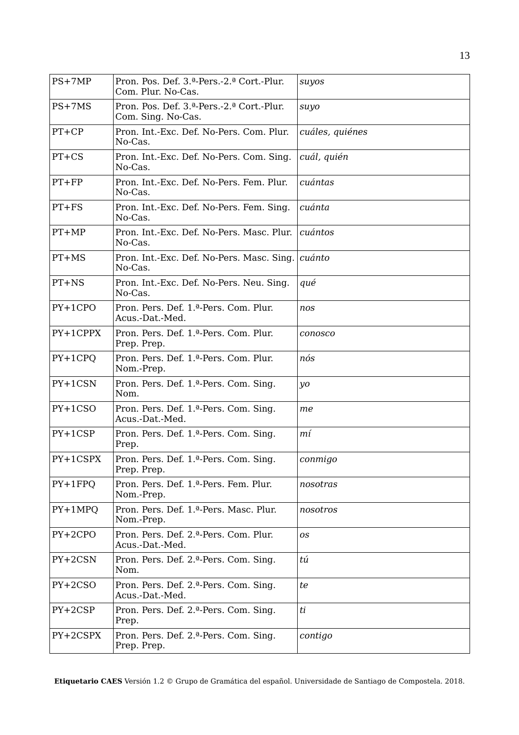| PS+7MP | Pron. Pos. Def. 3.ª-Pers.-2.ª Cort.-Plur. Com. Plur. No-Cas. | *suyos* |
|---|---|---|
| PS+7MS | Pron. Pos. Def. 3.ª-Pers.-2.ª Cort.-Plur. Com. Sing. No-Cas. | *suyo* |
| PT+CP | Pron. Int.-Exc. Def. No-Pers. Com. Plur. No-Cas. | *cuáles, quiénes* |
| PT+CS | Pron. Int.-Exc. Def. No-Pers. Com. Sing. No-Cas. | *cuál, quién* |
| PT+FP | Pron. Int.-Exc. Def. No-Pers. Fem. Plur. No-Cas. | *cuántas* |
| PT+FS | Pron. Int.-Exc. Def. No-Pers. Fem. Sing. No-Cas. | *cuánta* |
| PT+MP | Pron. Int.-Exc. Def. No-Pers. Masc. Plur. No-Cas. | *cuántos* |
| PT+MS | Pron. Int.-Exc. Def. No-Pers. Masc. Sing. No-Cas. | *cuánto* |
| PT+NS | Pron. Int.-Exc. Def. No-Pers. Neu. Sing. No-Cas. | *qué* |
| PY+1CPO | Pron. Pers. Def. 1.ª-Pers. Com. Plur. Acus.-Dat.-Med. | *nos* |
| PY+1CPPX | Pron. Pers. Def. 1.ª-Pers. Com. Plur. Prep. Prep. | *conosco* |
| PY+1CPQ | Pron. Pers. Def. 1.ª-Pers. Com. Plur. Nom.-Prep. | *nós* |
| PY+1CSN | Pron. Pers. Def. 1.ª-Pers. Com. Sing. Nom. | *yo* |
| PY+1CSO | Pron. Pers. Def. 1.ª-Pers. Com. Sing. Acus.-Dat.-Med. | *me* |
| PY+1CSP | Pron. Pers. Def. 1.ª-Pers. Com. Sing. Prep. | *mí* |
| PY+1CSPX | Pron. Pers. Def. 1.ª-Pers. Com. Sing. Prep. Prep. | *conmigo* |
| PY+1FPQ | Pron. Pers. Def. 1.ª-Pers. Fem. Plur. Nom.-Prep. | *nosotras* |
| PY+1MPQ | Pron. Pers. Def. 1.ª-Pers. Masc. Plur. Nom.-Prep. | *nosotros* |
| PY+2CPO | Pron. Pers. Def. 2.ª-Pers. Com. Plur. Acus.-Dat.-Med. | *os* |
| PY+2CSN | Pron. Pers. Def. 2.ª-Pers. Com. Sing. Nom. | *tú* |
| PY+2CSO | Pron. Pers. Def. 2.ª-Pers. Com. Sing. Acus.-Dat.-Med. | *te* |
| PY+2CSP | Pron. Pers. Def. 2.ª-Pers. Com. Sing. Prep. | *ti* |
| PY+2CSPX | Pron. Pers. Def. 2.ª-Pers. Com. Sing. Prep. Prep. | *contigo* |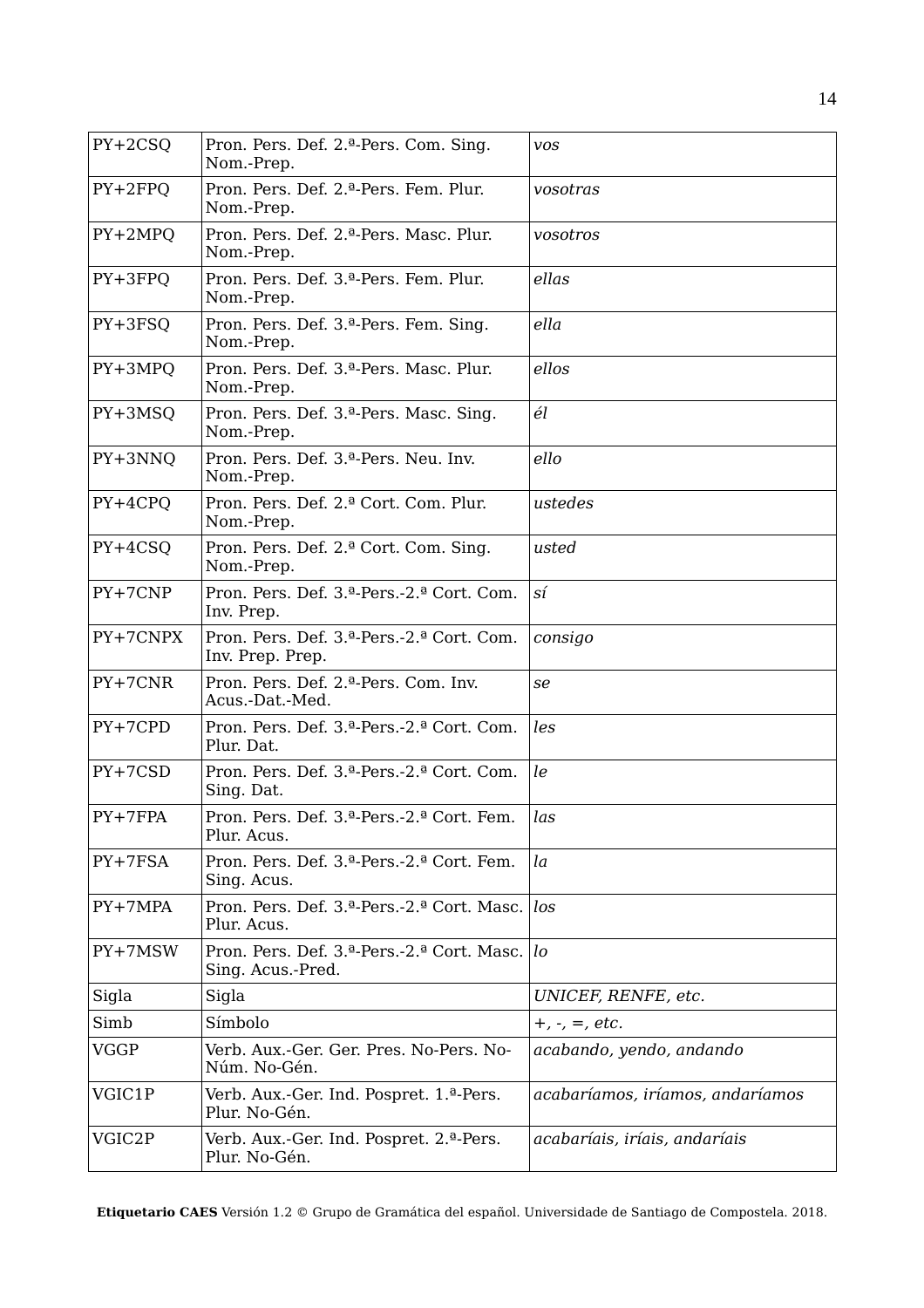| | | |
|---|---|---|
| PY+2CSQ | Pron. Pers. Def. 2.ª-Pers. Com. Sing. Nom.-Prep. | *vos* |
| PY+2FPQ | Pron. Pers. Def. 2.ª-Pers. Fem. Plur. Nom.-Prep. | *vosotras* |
| PY+2MPQ | Pron. Pers. Def. 2.ª-Pers. Masc. Plur. Nom.-Prep. | *vosotros* |
| PY+3FPQ | Pron. Pers. Def. 3.ª-Pers. Fem. Plur. Nom.-Prep. | *ellas* |
| PY+3FSQ | Pron. Pers. Def. 3.ª-Pers. Fem. Sing. Nom.-Prep. | *ella* |
| PY+3MPQ | Pron. Pers. Def. 3.ª-Pers. Masc. Plur. Nom.-Prep. | *ellos* |
| PY+3MSQ | Pron. Pers. Def. 3.ª-Pers. Masc. Sing. Nom.-Prep. | *él* |
| PY+3NNQ | Pron. Pers. Def. 3.ª-Pers. Neu. Inv. Nom.-Prep. | *ello* |
| PY+4CPQ | Pron. Pers. Def. 2.ª Cort. Com. Plur. Nom.-Prep. | *ustedes* |
| PY+4CSQ | Pron. Pers. Def. 2.ª Cort. Com. Sing. Nom.-Prep. | *usted* |
| PY+7CNP | Pron. Pers. Def. 3.ª-Pers.-2.ª Cort. Com. Inv. Prep. | *sí* |
| PY+7CNPX | Pron. Pers. Def. 3.ª-Pers.-2.ª Cort. Com. Inv. Prep. Prep. | *consigo* |
| PY+7CNR | Pron. Pers. Def. 2.ª-Pers. Com. Inv. Acus.-Dat.-Med. | *se* |
| PY+7CPD | Pron. Pers. Def. 3.ª-Pers.-2.ª Cort. Com. Plur. Dat. | *les* |
| PY+7CSD | Pron. Pers. Def. 3.ª-Pers.-2.ª Cort. Com. Sing. Dat. | *le* |
| PY+7FPA | Pron. Pers. Def. 3.ª-Pers.-2.ª Cort. Fem. Plur. Acus. | *las* |
| PY+7FSA | Pron. Pers. Def. 3.ª-Pers.-2.ª Cort. Fem. Sing. Acus. | *la* |
| PY+7MPA | Pron. Pers. Def. 3.ª-Pers.-2.ª Cort. Masc. Plur. Acus. | *los* |
| PY+7MSW | Pron. Pers. Def. 3.ª-Pers.-2.ª Cort. Masc. Sing. Acus.-Pred. | *lo* |
| Sigla | Sigla | *UNICEF, RENFE, etc.* |
| Simb | Símbolo | *+, -, =, etc.* |
| VGGP | Verb. Aux.-Ger. Ger. Pres. No-Pers. No-Núm. No-Gén. | *acabando, yendo, andando* |
| VGIC1P | Verb. Aux.-Ger. Ind. Pospret. 1.ª-Pers. Plur. No-Gén. | *acabaríamos, iríamos, andaríamos* |
| VGIC2P | Verb. Aux.-Ger. Ind. Pospret. 2.ª-Pers. Plur. No-Gén. | *acabaríais, iríais, andaríais* |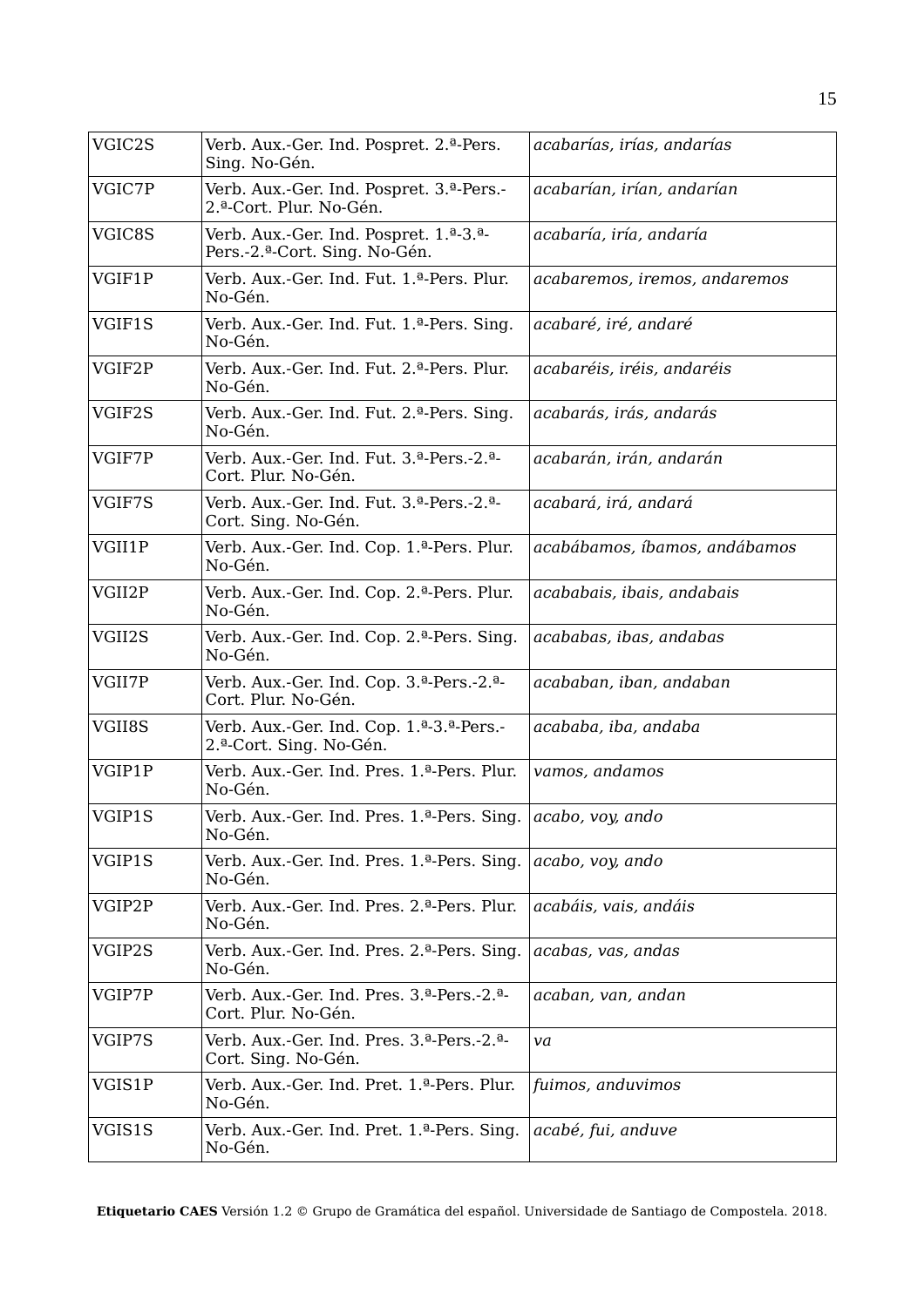| VGIC2S | Verb. Aux.-Ger. Ind. Pospret. 2.ª-Pers. Sing. No-Gén. | *acabarías, irías, andarías* |
|---|---|---|
| VGIC7P | Verb. Aux.-Ger. Ind. Pospret. 3.ª-Pers.-2.ª-Cort. Plur. No-Gén. | *acabarían, irían, andarían* |
| VGIC8S | Verb. Aux.-Ger. Ind. Pospret. 1.ª-3.ª-Pers.-2.ª-Cort. Sing. No-Gén. | *acabaría, iría, andaría* |
| VGIF1P | Verb. Aux.-Ger. Ind. Fut. 1.ª-Pers. Plur. No-Gén. | *acabaremos, iremos, andaremos* |
| VGIF1S | Verb. Aux.-Ger. Ind. Fut. 1.ª-Pers. Sing. No-Gén. | *acabaré, iré, andaré* |
| VGIF2P | Verb. Aux.-Ger. Ind. Fut. 2.ª-Pers. Plur. No-Gén. | *acabaréis, iréis, andaréis* |
| VGIF2S | Verb. Aux.-Ger. Ind. Fut. 2.ª-Pers. Sing. No-Gén. | *acabarás, irás, andarás* |
| VGIF7P | Verb. Aux.-Ger. Ind. Fut. 3.ª-Pers.-2.ª-Cort. Plur. No-Gén. | *acabarán, irán, andarán* |
| VGIF7S | Verb. Aux.-Ger. Ind. Fut. 3.ª-Pers.-2.ª-Cort. Sing. No-Gén. | *acabará, irá, andará* |
| VGII1P | Verb. Aux.-Ger. Ind. Cop. 1.ª-Pers. Plur. No-Gén. | *acabábamos, íbamos, andábamos* |
| VGII2P | Verb. Aux.-Ger. Ind. Cop. 2.ª-Pers. Plur. No-Gén. | *acababais, ibais, andabais* |
| VGII2S | Verb. Aux.-Ger. Ind. Cop. 2.ª-Pers. Sing. No-Gén. | *acababas, ibas, andabas* |
| VGII7P | Verb. Aux.-Ger. Ind. Cop. 3.ª-Pers.-2.ª-Cort. Plur. No-Gén. | *acababan, iban, andaban* |
| VGII8S | Verb. Aux.-Ger. Ind. Cop. 1.ª-3.ª-Pers.-2.ª-Cort. Sing. No-Gén. | *acababa, iba, andaba* |
| VGIP1P | Verb. Aux.-Ger. Ind. Pres. 1.ª-Pers. Plur. No-Gén. | *vamos, andamos* |
| VGIP1S | Verb. Aux.-Ger. Ind. Pres. 1.ª-Pers. Sing. No-Gén. | *acabo, voy, ando* |
| VGIP1S | Verb. Aux.-Ger. Ind. Pres. 1.ª-Pers. Sing. No-Gén. | *acabo, voy, ando* |
| VGIP2P | Verb. Aux.-Ger. Ind. Pres. 2.ª-Pers. Plur. No-Gén. | *acabáis, vais, andáis* |
| VGIP2S | Verb. Aux.-Ger. Ind. Pres. 2.ª-Pers. Sing. No-Gén. | *acabas, vas, andas* |
| VGIP7P | Verb. Aux.-Ger. Ind. Pres. 3.ª-Pers.-2.ª-Cort. Plur. No-Gén. | *acaban, van, andan* |
| VGIP7S | Verb. Aux.-Ger. Ind. Pres. 3.ª-Pers.-2.ª-Cort. Sing. No-Gén. | *va* |
| VGIS1P | Verb. Aux.-Ger. Ind. Pret. 1.ª-Pers. Plur. No-Gén. | *fuimos, anduvimos* |
| VGIS1S | Verb. Aux.-Ger. Ind. Pret. 1.ª-Pers. Sing. No-Gén. | *acabé, fui, anduve* |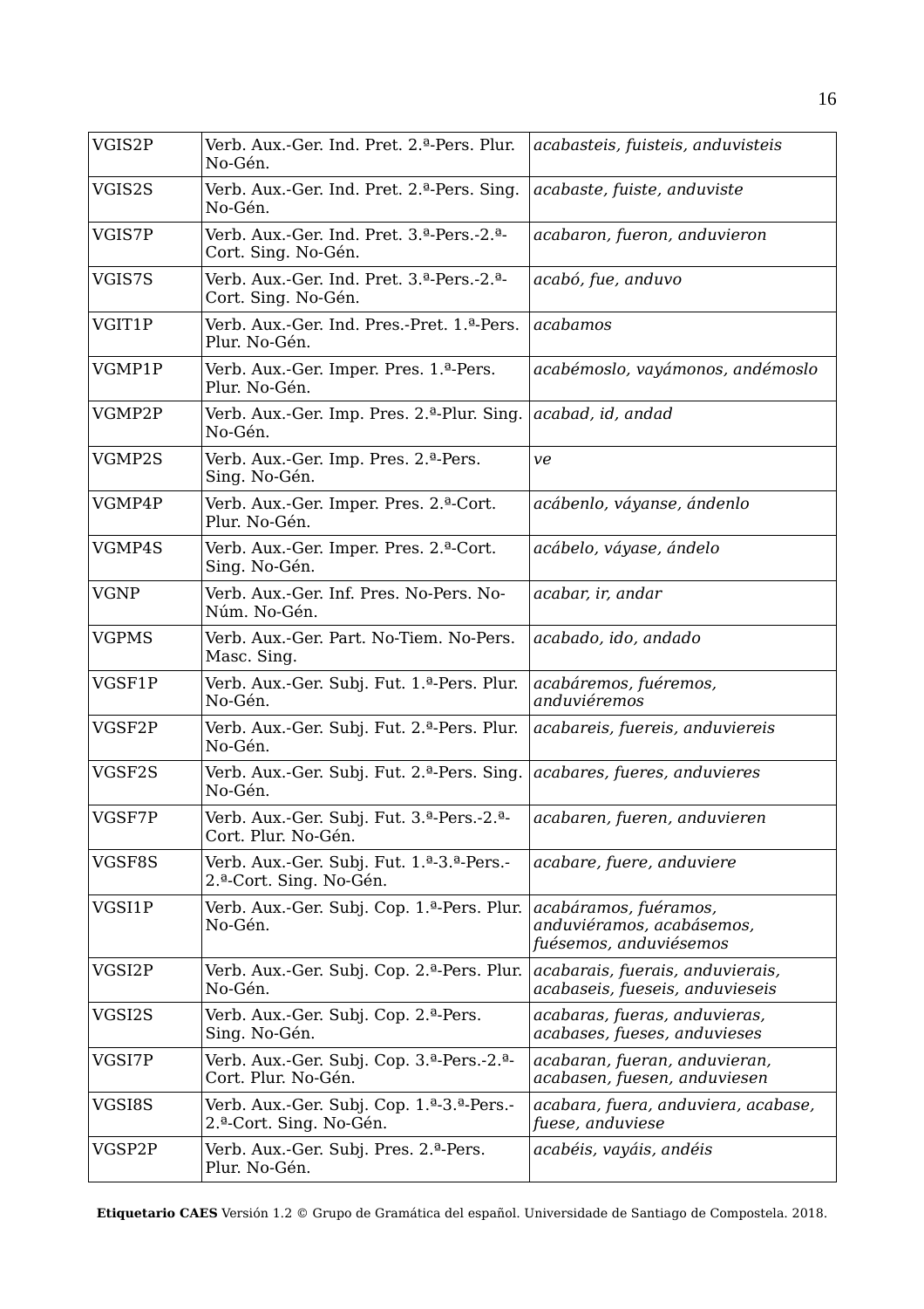| | | |
|---|---|---|
| VGIS2P | Verb. Aux.-Ger. Ind. Pret. 2.ª-Pers. Plur. No-Gén. | *acabasteis, fuisteis, anduvisteis* |
| VGIS2S | Verb. Aux.-Ger. Ind. Pret. 2.ª-Pers. Sing. No-Gén. | *acabaste, fuiste, anduviste* |
| VGIS7P | Verb. Aux.-Ger. Ind. Pret. 3.ª-Pers.-2.ª-Cort. Sing. No-Gén. | *acabaron, fueron, anduvieron* |
| VGIS7S | Verb. Aux.-Ger. Ind. Pret. 3.ª-Pers.-2.ª-Cort. Sing. No-Gén. | *acabó, fue, anduvo* |
| VGIT1P | Verb. Aux.-Ger. Ind. Pres.-Pret. 1.ª-Pers. Plur. No-Gén. | *acabamos* |
| VGMP1P | Verb. Aux.-Ger. Imper. Pres. 1.ª-Pers. Plur. No-Gén. | *acabémoslo, vayámonos, andémoslo* |
| VGMP2P | Verb. Aux.-Ger. Imp. Pres. 2.ª-Plur. Sing. No-Gén. | *acabad, id, andad* |
| VGMP2S | Verb. Aux.-Ger. Imp. Pres. 2.ª-Pers. Sing. No-Gén. | *ve* |
| VGMP4P | Verb. Aux.-Ger. Imper. Pres. 2.ª-Cort. Plur. No-Gén. | *acábenlo, váyanse, ándenlo* |
| VGMP4S | Verb. Aux.-Ger. Imper. Pres. 2.ª-Cort. Sing. No-Gén. | *acábelo, váyase, ándelo* |
| VGNP | Verb. Aux.-Ger. Inf. Pres. No-Pers. No-Núm. No-Gén. | *acabar, ir, andar* |
| VGPMS | Verb. Aux.-Ger. Part. No-Tiem. No-Pers. Masc. Sing. | *acabado, ido, andado* |
| VGSF1P | Verb. Aux.-Ger. Subj. Fut. 1.ª-Pers. Plur. No-Gén. | *acabáremos, fuéremos, anduviéremos* |
| VGSF2P | Verb. Aux.-Ger. Subj. Fut. 2.ª-Pers. Plur. No-Gén. | *acabareis, fuereis, anduviereis* |
| VGSF2S | Verb. Aux.-Ger. Subj. Fut. 2.ª-Pers. Sing. No-Gén. | *acabares, fueres, anduvieres* |
| VGSF7P | Verb. Aux.-Ger. Subj. Fut. 3.ª-Pers.-2.ª-Cort. Plur. No-Gén. | *acabaren, fueren, anduvieren* |
| VGSF8S | Verb. Aux.-Ger. Subj. Fut. 1.ª-3.ª-Pers.-2.ª-Cort. Sing. No-Gén. | *acabare, fuere, anduviere* |
| VGSI1P | Verb. Aux.-Ger. Subj. Cop. 1.ª-Pers. Plur. No-Gén. | *acabáramos, fuéramos, anduviéramos, acabásemos, fuésemos, anduviésemos* |
| VGSI2P | Verb. Aux.-Ger. Subj. Cop. 2.ª-Pers. Plur. No-Gén. | *acabarais, fuerais, anduvierais, acabaseis, fueseis, anduvieseis* |
| VGSI2S | Verb. Aux.-Ger. Subj. Cop. 2.ª-Pers. Sing. No-Gén. | *acabaras, fueras, anduvieras, acabases, fueses, anduvieses* |
| VGSI7P | Verb. Aux.-Ger. Subj. Cop. 3.ª-Pers.-2.ª-Cort. Plur. No-Gén. | *acabaran, fueran, anduvieran, acabasen, fuesen, anduviesen* |
| VGSI8S | Verb. Aux.-Ger. Subj. Cop. 1.ª-3.ª-Pers.-2.ª-Cort. Sing. No-Gén. | *acabara, fuera, anduviera, acabase, fuese, anduviese* |
| VGSP2P | Verb. Aux.-Ger. Subj. Pres. 2.ª-Pers. Plur. No-Gén. | *acabéis, vayáis, andéis* |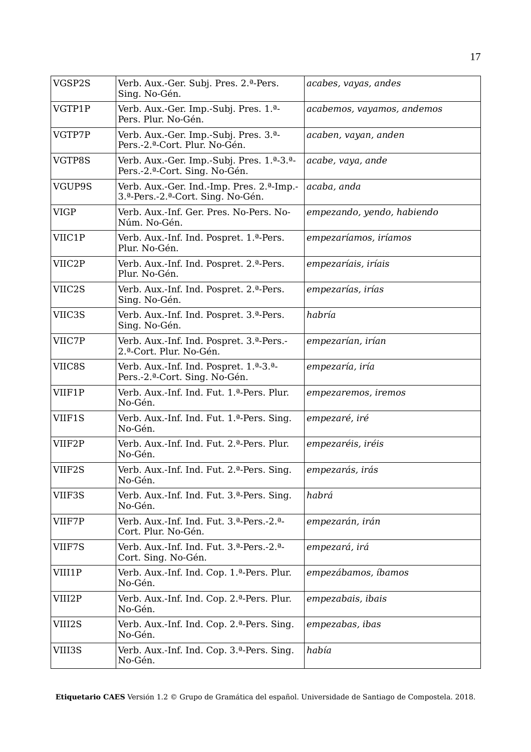| VGSP2S | Verb. Aux.-Ger. Subj. Pres. 2.ª-Pers. Sing. No-Gén. | *acabes, vayas, andes* |
|---|---|---|
| VGTP1P | Verb. Aux.-Ger. Imp.-Subj. Pres. 1.ª-Pers. Plur. No-Gén. | *acabemos, vayamos, andemos* |
| VGTP7P | Verb. Aux.-Ger. Imp.-Subj. Pres. 3.ª-Pers.-2.ª-Cort. Plur. No-Gén. | *acaben, vayan, anden* |
| VGTP8S | Verb. Aux.-Ger. Imp.-Subj. Pres. 1.ª-3.ª-Pers.-2.ª-Cort. Sing. No-Gén. | *acabe, vaya, ande* |
| VGUP9S | Verb. Aux.-Ger. Ind.-Imp. Pres. 2.ª-Imp.-3.ª-Pers.-2.ª-Cort. Sing. No-Gén. | *acaba, anda* |
| VIGP | Verb. Aux.-Inf. Ger. Pres. No-Pers. No-Núm. No-Gén. | *empezando, yendo, habiendo* |
| VIIC1P | Verb. Aux.-Inf. Ind. Pospret. 1.ª-Pers. Plur. No-Gén. | *empezaríamos, iríamos* |
| VIIC2P | Verb. Aux.-Inf. Ind. Pospret. 2.ª-Pers. Plur. No-Gén. | *empezaríais, iríais* |
| VIIC2S | Verb. Aux.-Inf. Ind. Pospret. 2.ª-Pers. Sing. No-Gén. | *empezarías, irías* |
| VIIC3S | Verb. Aux.-Inf. Ind. Pospret. 3.ª-Pers. Sing. No-Gén. | *habría* |
| VIIC7P | Verb. Aux.-Inf. Ind. Pospret. 3.ª-Pers.-2.ª-Cort. Plur. No-Gén. | *empezarían, irían* |
| VIIC8S | Verb. Aux.-Inf. Ind. Pospret. 1.ª-3.ª-Pers.-2.ª-Cort. Sing. No-Gén. | *empezaría, iría* |
| VIIF1P | Verb. Aux.-Inf. Ind. Fut. 1.ª-Pers. Plur. No-Gén. | *empezaremos, iremos* |
| VIIF1S | Verb. Aux.-Inf. Ind. Fut. 1.ª-Pers. Sing. No-Gén. | *empezaré, iré* |
| VIIF2P | Verb. Aux.-Inf. Ind. Fut. 2.ª-Pers. Plur. No-Gén. | *empezaréis, iréis* |
| VIIF2S | Verb. Aux.-Inf. Ind. Fut. 2.ª-Pers. Sing. No-Gén. | *empezarás, irás* |
| VIIF3S | Verb. Aux.-Inf. Ind. Fut. 3.ª-Pers. Sing. No-Gén. | *habrá* |
| VIIF7P | Verb. Aux.-Inf. Ind. Fut. 3.ª-Pers.-2.ª-Cort. Plur. No-Gén. | *empezarán, irán* |
| VIIF7S | Verb. Aux.-Inf. Ind. Fut. 3.ª-Pers.-2.ª-Cort. Sing. No-Gén. | *empezará, irá* |
| VIII1P | Verb. Aux.-Inf. Ind. Cop. 1.ª-Pers. Plur. No-Gén. | *empezábamos, íbamos* |
| VIII2P | Verb. Aux.-Inf. Ind. Cop. 2.ª-Pers. Plur. No-Gén. | *empezabais, ibais* |
| VIII2S | Verb. Aux.-Inf. Ind. Cop. 2.ª-Pers. Sing. No-Gén. | *empezabas, ibas* |
| VIII3S | Verb. Aux.-Inf. Ind. Cop. 3.ª-Pers. Sing. No-Gén. | *había* |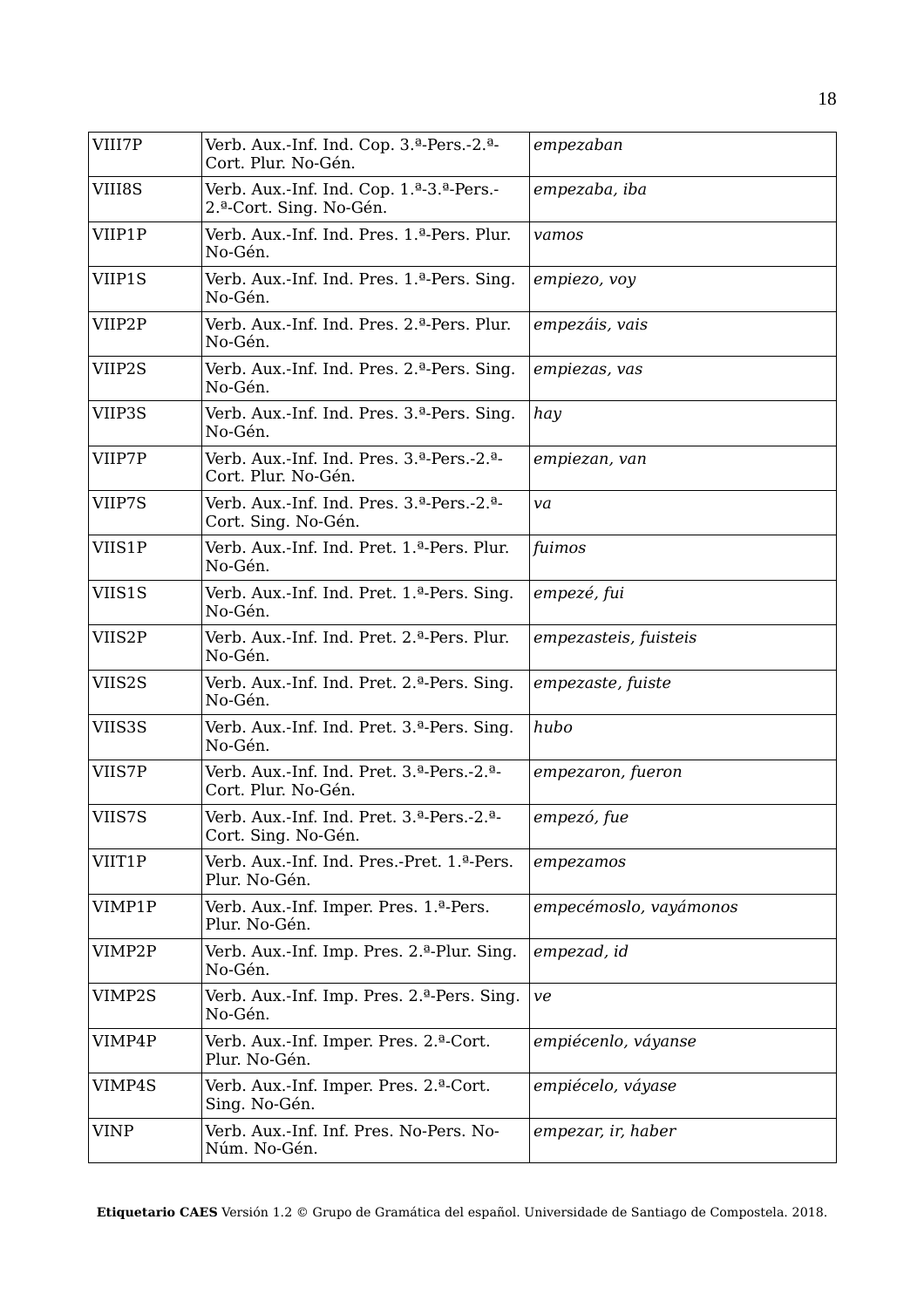| VIII7P | Verb. Aux.-Inf. Ind. Cop. 3.ª-Pers.-2.ª-Cort. Plur. No-Gén. | *empezaban* |
|---|---|---|
| VIII8S | Verb. Aux.-Inf. Ind. Cop. 1.ª-3.ª-Pers.-2.ª-Cort. Sing. No-Gén. | *empezaba, iba* |
| VIIP1P | Verb. Aux.-Inf. Ind. Pres. 1.ª-Pers. Plur. No-Gén. | *vamos* |
| VIIP1S | Verb. Aux.-Inf. Ind. Pres. 1.ª-Pers. Sing. No-Gén. | *empiezo, voy* |
| VIIP2P | Verb. Aux.-Inf. Ind. Pres. 2.ª-Pers. Plur. No-Gén. | *empezáis, vais* |
| VIIP2S | Verb. Aux.-Inf. Ind. Pres. 2.ª-Pers. Sing. No-Gén. | *empiezas, vas* |
| VIIP3S | Verb. Aux.-Inf. Ind. Pres. 3.ª-Pers. Sing. No-Gén. | *hay* |
| VIIP7P | Verb. Aux.-Inf. Ind. Pres. 3.ª-Pers.-2.ª-Cort. Plur. No-Gén. | *empiezan, van* |
| VIIP7S | Verb. Aux.-Inf. Ind. Pres. 3.ª-Pers.-2.ª-Cort. Sing. No-Gén. | *va* |
| VIIS1P | Verb. Aux.-Inf. Ind. Pret. 1.ª-Pers. Plur. No-Gén. | *fuimos* |
| VIIS1S | Verb. Aux.-Inf. Ind. Pret. 1.ª-Pers. Sing. No-Gén. | *empecé, fui* |
| VIIS2P | Verb. Aux.-Inf. Ind. Pret. 2.ª-Pers. Plur. No-Gén. | *empezasteis, fuisteis* |
| VIIS2S | Verb. Aux.-Inf. Ind. Pret. 2.ª-Pers. Sing. No-Gén. | *empezaste, fuiste* |
| VIIS3S | Verb. Aux.-Inf. Ind. Pret. 3.ª-Pers. Sing. No-Gén. | *hubo* |
| VIIS7P | Verb. Aux.-Inf. Ind. Pret. 3.ª-Pers.-2.ª-Cort. Plur. No-Gén. | *empezaron, fueron* |
| VIIS7S | Verb. Aux.-Inf. Ind. Pret. 3.ª-Pers.-2.ª-Cort. Sing. No-Gén. | *empezó, fue* |
| VIIT1P | Verb. Aux.-Inf. Ind. Pres.-Pret. 1.ª-Pers. Plur. No-Gén. | *empezamos* |
| VIMP1P | Verb. Aux.-Inf. Imper. Pres. 1.ª-Pers. Plur. No-Gén. | *empecémoslo, vayámonos* |
| VIMP2P | Verb. Aux.-Inf. Imp. Pres. 2.ª-Plur. Sing. No-Gén. | *empezad, id* |
| VIMP2S | Verb. Aux.-Inf. Imp. Pres. 2.ª-Pers. Sing. No-Gén. | *ve* |
| VIMP4P | Verb. Aux.-Inf. Imper. Pres. 2.ª-Cort. Plur. No-Gén. | *empiécenlo, váyanse* |
| VIMP4S | Verb. Aux.-Inf. Imper. Pres. 2.ª-Cort. Sing. No-Gén. | *empiécelo, váyase* |
| VINP | Verb. Aux.-Inf. Inf. Pres. No-Pers. No-Núm. No-Gén. | *empezar, ir, haber* |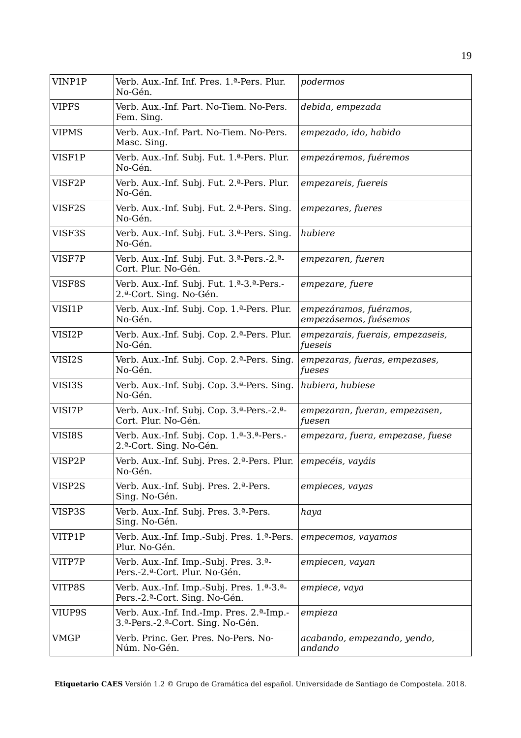| VINP1P | Verb. Aux.-Inf. Inf. Pres. 1.ª-Pers. Plur. No-Gén. | *podermos* |
|---|---|---|
| VIPFS | Verb. Aux.-Inf. Part. No-Tiem. No-Pers. Fem. Sing. | *debida, empezada* |
| VIPMS | Verb. Aux.-Inf. Part. No-Tiem. No-Pers. Masc. Sing. | *empezado, ido, habido* |
| VISF1P | Verb. Aux.-Inf. Subj. Fut. 1.ª-Pers. Plur. No-Gén. | *empezáremos, fuéremos* |
| VISF2P | Verb. Aux.-Inf. Subj. Fut. 2.ª-Pers. Plur. No-Gén. | *empezareis, fuereis* |
| VISF2S | Verb. Aux.-Inf. Subj. Fut. 2.ª-Pers. Sing. No-Gén. | *empezares, fueres* |
| VISF3S | Verb. Aux.-Inf. Subj. Fut. 3.ª-Pers. Sing. No-Gén. | *hubiere* |
| VISF7P | Verb. Aux.-Inf. Subj. Fut. 3.ª-Pers.-2.ª-Cort. Plur. No-Gén. | *empezaren, fueren* |
| VISF8S | Verb. Aux.-Inf. Subj. Fut. 1.ª-3.ª-Pers.-2.ª-Cort. Sing. No-Gén. | *empezare, fuere* |
| VISI1P | Verb. Aux.-Inf. Subj. Cop. 1.ª-Pers. Plur. No-Gén. | *empezáramos, fuéramos, empezásemos, fuésemos* |
| VISI2P | Verb. Aux.-Inf. Subj. Cop. 2.ª-Pers. Plur. No-Gén. | *empezarais, fuerais, empezaseis, fueseis* |
| VISI2S | Verb. Aux.-Inf. Subj. Cop. 2.ª-Pers. Sing. No-Gén. | *empezaras, fueras, empezases, fueses* |
| VISI3S | Verb. Aux.-Inf. Subj. Cop. 3.ª-Pers. Sing. No-Gén. | *hubiera, hubiese* |
| VISI7P | Verb. Aux.-Inf. Subj. Cop. 3.ª-Pers.-2.ª-Cort. Plur. No-Gén. | *empezaran, fueran, empezasen, fuesen* |
| VISI8S | Verb. Aux.-Inf. Subj. Cop. 1.ª-3.ª-Pers.-2.ª-Cort. Sing. No-Gén. | *empezara, fuera, empezase, fuese* |
| VISP2P | Verb. Aux.-Inf. Subj. Pres. 2.ª-Pers. Plur. No-Gén. | *empecéis, vayáis* |
| VISP2S | Verb. Aux.-Inf. Subj. Pres. 2.ª-Pers. Sing. No-Gén. | *empieces, vayas* |
| VISP3S | Verb. Aux.-Inf. Subj. Pres. 3.ª-Pers. Sing. No-Gén. | *haya* |
| VITP1P | Verb. Aux.-Inf. Imp.-Subj. Pres. 1.ª-Pers. Plur. No-Gén. | *empecemos, vayamos* |
| VITP7P | Verb. Aux.-Inf. Imp.-Subj. Pres. 3.ª-Pers.-2.ª-Cort. Plur. No-Gén. | *empiecen, vayan* |
| VITP8S | Verb. Aux.-Inf. Imp.-Subj. Pres. 1.ª-3.ª-Pers.-2.ª-Cort. Sing. No-Gén. | *empiece, vaya* |
| VIUP9S | Verb. Aux.-Inf. Ind.-Imp. Pres. 2.ª-Imp.-3.ª-Pers.-2.ª-Cort. Sing. No-Gén. | *empieza* |
| VMGP | Verb. Princ. Ger. Pres. No-Pers. No-Núm. No-Gén. | *acabando, empezando, yendo, andando* |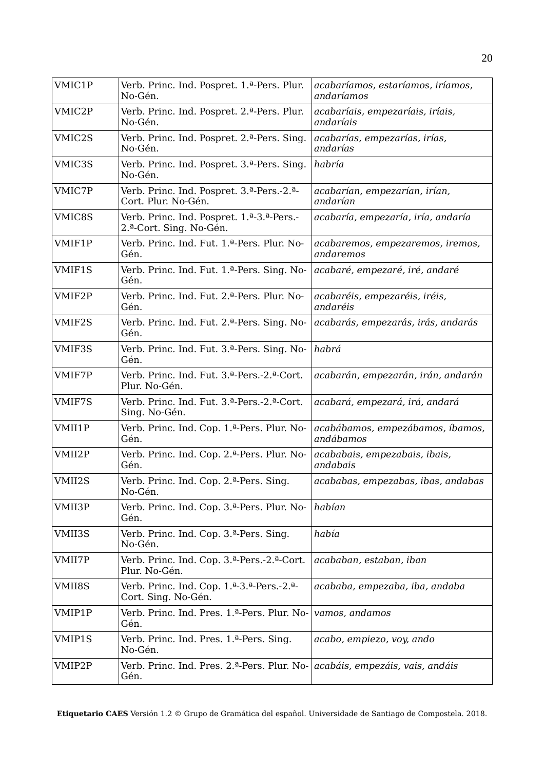| VMIC1P | Verb. Princ. Ind. Pospret. 1.ª-Pers. Plur. No-Gén. | *acabaríamos, estaríamos, iríamos, andaríamos* |
|---|---|---|
| VMIC2P | Verb. Princ. Ind. Pospret. 2.ª-Pers. Plur. No-Gén. | *acabaríais, empezaríais, iríais, andaríais* |
| VMIC2S | Verb. Princ. Ind. Pospret. 2.ª-Pers. Sing. No-Gén. | *acabarías, empezarías, irías, andarías* |
| VMIC3S | Verb. Princ. Ind. Pospret. 3.ª-Pers. Sing. No-Gén. | *habría* |
| VMIC7P | Verb. Princ. Ind. Pospret. 3.ª-Pers.-2.ª-Cort. Plur. No-Gén. | *acabarían, empezarían, irían, andarían* |
| VMIC8S | Verb. Princ. Ind. Pospret. 1.ª-3.ª-Pers.-2.ª-Cort. Sing. No-Gén. | *acabaría, empezaría, iría, andaría* |
| VMIF1P | Verb. Princ. Ind. Fut. 1.ª-Pers. Plur. No-Gén. | *acabaremos, empezaremos, iremos, andaremos* |
| VMIF1S | Verb. Princ. Ind. Fut. 1.ª-Pers. Sing. No-Gén. | *acabaré, empezaré, iré, andaré* |
| VMIF2P | Verb. Princ. Ind. Fut. 2.ª-Pers. Plur. No-Gén. | *acabaréis, empezaréis, iréis, andaréis* |
| VMIF2S | Verb. Princ. Ind. Fut. 2.ª-Pers. Sing. No-Gén. | *acabarás, empezarás, irás, andarás* |
| VMIF3S | Verb. Princ. Ind. Fut. 3.ª-Pers. Sing. No-Gén. | *habrá* |
| VMIF7P | Verb. Princ. Ind. Fut. 3.ª-Pers.-2.ª-Cort. Plur. No-Gén. | *acabarán, empezarán, irán, andarán* |
| VMIF7S | Verb. Princ. Ind. Fut. 3.ª-Pers.-2.ª-Cort. Sing. No-Gén. | *acabará, empezará, irá, andará* |
| VMII1P | Verb. Princ. Ind. Cop. 1.ª-Pers. Plur. No-Gén. | *acabábamos, empezábamos, íbamos, andábamos* |
| VMII2P | Verb. Princ. Ind. Cop. 2.ª-Pers. Plur. No-Gén. | *acababais, empezabais, ibais, andabais* |
| VMII2S | Verb. Princ. Ind. Cop. 2.ª-Pers. Sing. No-Gén. | *acababas, empezabas, ibas, andabas* |
| VMII3P | Verb. Princ. Ind. Cop. 3.ª-Pers. Plur. No-Gén. | *habían* |
| VMII3S | Verb. Princ. Ind. Cop. 3.ª-Pers. Sing. No-Gén. | *había* |
| VMII7P | Verb. Princ. Ind. Cop. 3.ª-Pers.-2.ª-Cort. Plur. No-Gén. | *acababan, estaban, iban* |
| VMII8S | Verb. Princ. Ind. Cop. 1.ª-3.ª-Pers.-2.ª-Cort. Sing. No-Gén. | *acababa, empezaba, iba, andaba* |
| VMIP1P | Verb. Princ. Ind. Pres. 1.ª-Pers. Plur. No-Gén. | *vamos, andamos* |
| VMIP1S | Verb. Princ. Ind. Pres. 1.ª-Pers. Sing. No-Gén. | *acabo, empiezo, voy, ando* |
| VMIP2P | Verb. Princ. Ind. Pres. 2.ª-Pers. Plur. No-Gén. | *acabáis, empezáis, vais, andáis* |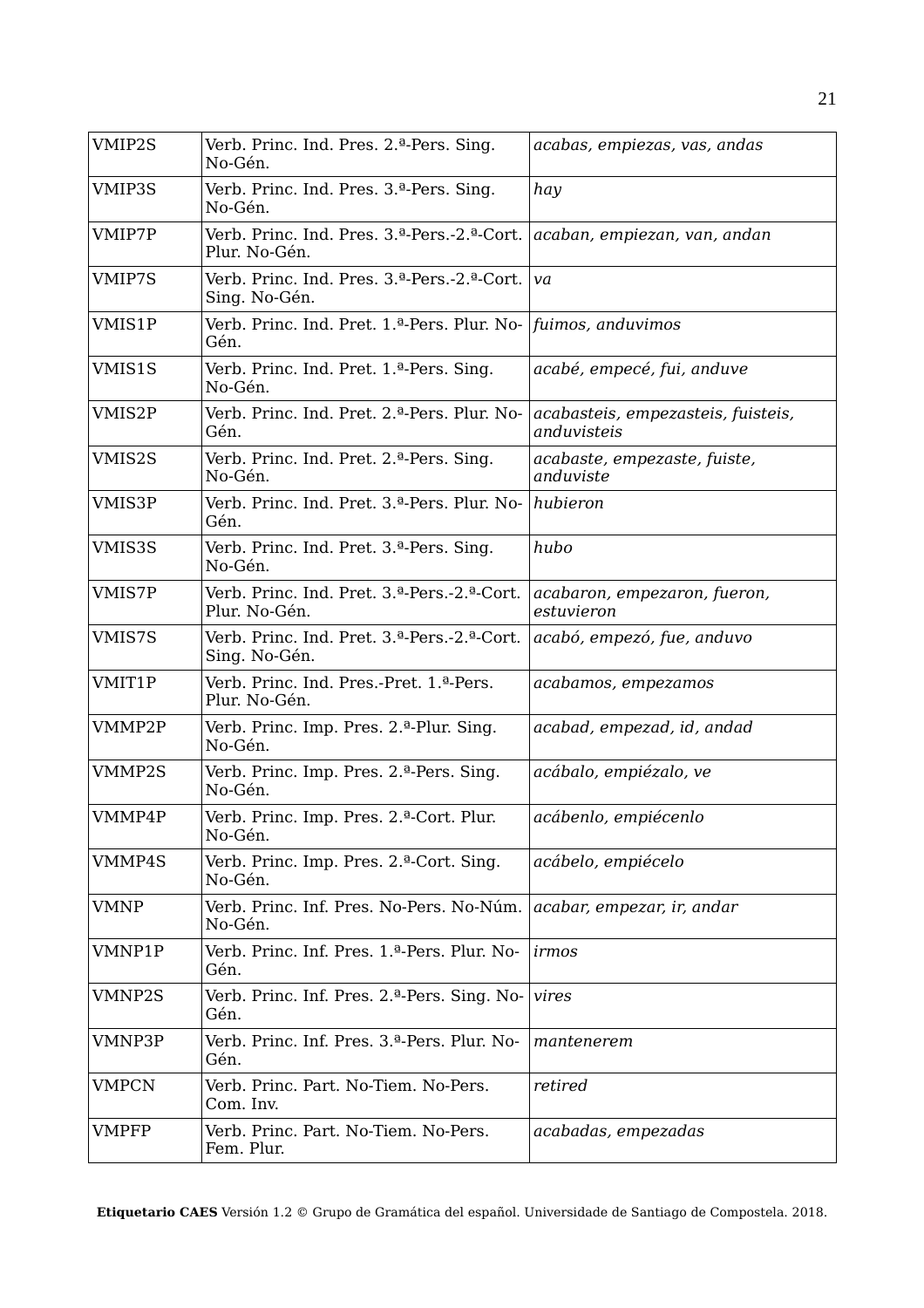| VMIP2S | Verb. Princ. Ind. Pres. 2.ª-Pers. Sing. No-Gén. | *acabas, empiezas, vas, andas* |
|---|---|---|
| VMIP3S | Verb. Princ. Ind. Pres. 3.ª-Pers. Sing. No-Gén. | *hay* |
| VMIP7P | Verb. Princ. Ind. Pres. 3.ª-Pers.-2.ª-Cort. Plur. No-Gén. | *acaban, empiezan, van, andan* |
| VMIP7S | Verb. Princ. Ind. Pres. 3.ª-Pers.-2.ª-Cort. Sing. No-Gén. | *va* |
| VMIS1P | Verb. Princ. Ind. Pret. 1.ª-Pers. Plur. No-Gén. | *fuimos, anduvimos* |
| VMIS1S | Verb. Princ. Ind. Pret. 1.ª-Pers. Sing. No-Gén. | *acabé, empecé, fui, anduve* |
| VMIS2P | Verb. Princ. Ind. Pret. 2.ª-Pers. Plur. No-Gén. | *acabasteis, empezasteis, fuisteis, anduvisteis* |
| VMIS2S | Verb. Princ. Ind. Pret. 2.ª-Pers. Sing. No-Gén. | *acabaste, empezaste, fuiste, anduviste* |
| VMIS3P | Verb. Princ. Ind. Pret. 3.ª-Pers. Plur. No-Gén. | *hubieron* |
| VMIS3S | Verb. Princ. Ind. Pret. 3.ª-Pers. Sing. No-Gén. | *hubo* |
| VMIS7P | Verb. Princ. Ind. Pret. 3.ª-Pers.-2.ª-Cort. Plur. No-Gén. | *acabaron, empezaron, fueron, estuvieron* |
| VMIS7S | Verb. Princ. Ind. Pret. 3.ª-Pers.-2.ª-Cort. Sing. No-Gén. | *acabó, empezó, fue, anduvo* |
| VMIT1P | Verb. Princ. Ind. Pres.-Pret. 1.ª-Pers. Plur. No-Gén. | *acabamos, empezamos* |
| VMMP2P | Verb. Princ. Imp. Pres. 2.ª-Plur. Sing. No-Gén. | *acabad, empezad, id, andad* |
| VMMP2S | Verb. Princ. Imp. Pres. 2.ª-Pers. Sing. No-Gén. | *acábalo, empiézalo, ve* |
| VMMP4P | Verb. Princ. Imp. Pres. 2.ª-Cort. Plur. No-Gén. | *acábenlo, empiécenlo* |
| VMMP4S | Verb. Princ. Imp. Pres. 2.ª-Cort. Sing. No-Gén. | *acábelo, empiécelo* |
| VMNP | Verb. Princ. Inf. Pres. No-Pers. No-Núm. No-Gén. | *acabar, empezar, ir, andar* |
| VMNP1P | Verb. Princ. Inf. Pres. 1.ª-Pers. Plur. No-Gén. | *irmos* |
| VMNP2S | Verb. Princ. Inf. Pres. 2.ª-Pers. Sing. No-Gén. | *vires* |
| VMNP3P | Verb. Princ. Inf. Pres. 3.ª-Pers. Plur. No-Gén. | *mantenerem* |
| VMPCN | Verb. Princ. Part. No-Tiem. No-Pers. Com. Inv. | *retired* |
| VMPFP | Verb. Princ. Part. No-Tiem. No-Pers. Fem. Plur. | *acabadas, empezadas* |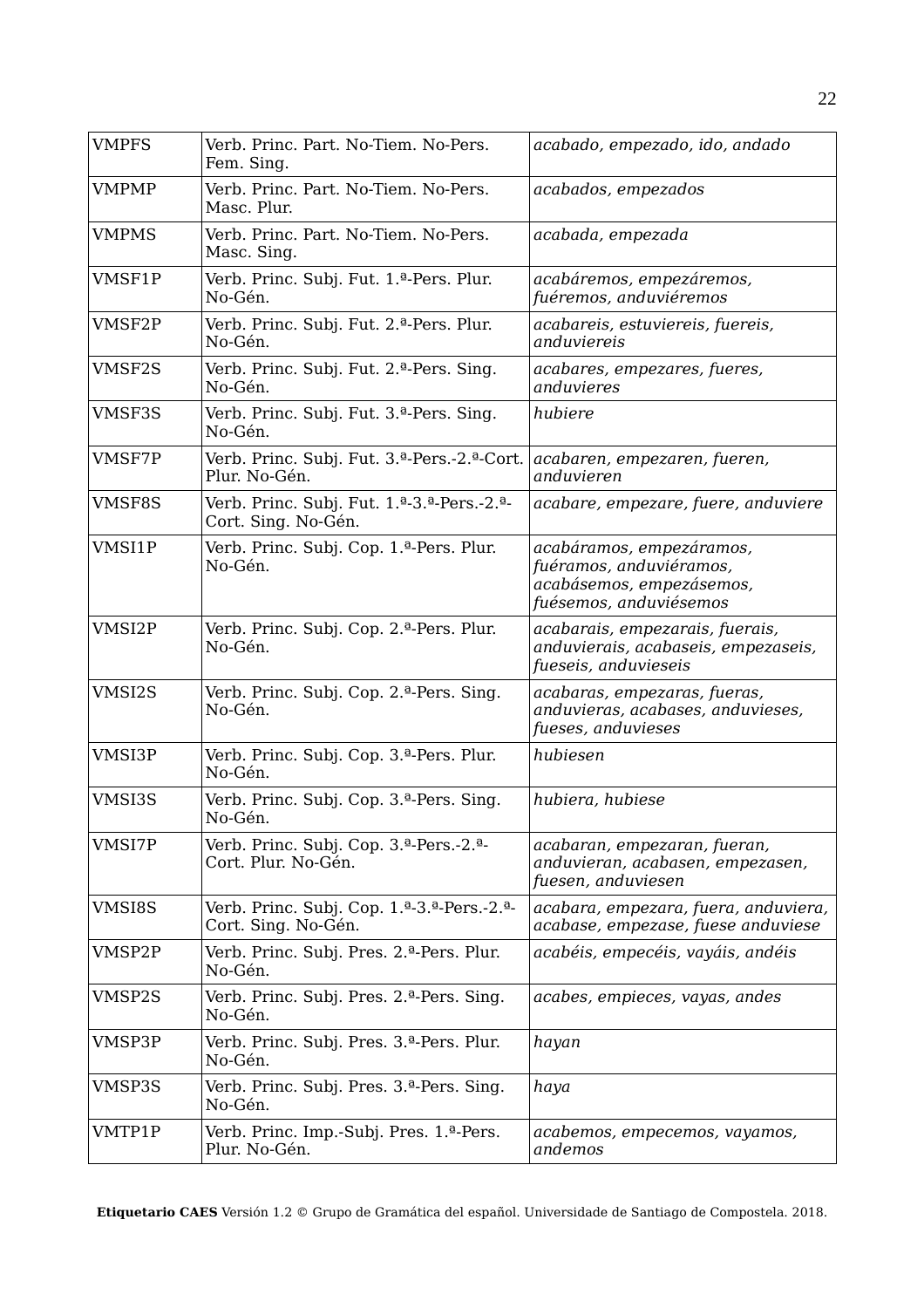| VMPFS | Verb. Princ. Part. No-Tiem. No-Pers. Fem. Sing. | *acabado, empezado, ido, andado* |
|---|---|---|
| VMPMP | Verb. Princ. Part. No-Tiem. No-Pers. Masc. Plur. | *acabados, empezados* |
| VMPMS | Verb. Princ. Part. No-Tiem. No-Pers. Masc. Sing. | *acabada, empezada* |
| VMSF1P | Verb. Princ. Subj. Fut. 1.ª-Pers. Plur. No-Gén. | *acabáremos, empezáremos, fuéremos, anduviéremos* |
| VMSF2P | Verb. Princ. Subj. Fut. 2.ª-Pers. Plur. No-Gén. | *acabareis, estuviereis, fuereis, anduviereis* |
| VMSF2S | Verb. Princ. Subj. Fut. 2.ª-Pers. Sing. No-Gén. | *acabares, empezares, fueres, anduvieres* |
| VMSF3S | Verb. Princ. Subj. Fut. 3.ª-Pers. Sing. No-Gén. | *hubiere* |
| VMSF7P | Verb. Princ. Subj. Fut. 3.ª-Pers.-2.ª-Cort. Plur. No-Gén. | *acabaren, empezaren, fueren, anduvieren* |
| VMSF8S | Verb. Princ. Subj. Fut. 1.ª-3.ª-Pers.-2.ª-Cort. Sing. No-Gén. | *acabare, empezare, fuere, anduviere* |
| VMSI1P | Verb. Princ. Subj. Cop. 1.ª-Pers. Plur. No-Gén. | *acabáramos, empezáramos, fuéramos, anduviéramos, acabásemos, empezásemos, fuésemos, anduviésemos* |
| VMSI2P | Verb. Princ. Subj. Cop. 2.ª-Pers. Plur. No-Gén. | *acabarais, empezarais, fuerais, anduvierais, acabaseis, empezaseis, fueseis, anduvieseis* |
| VMSI2S | Verb. Princ. Subj. Cop. 2.ª-Pers. Sing. No-Gén. | *acabaras, empezaras, fueras, anduvieras, acabases, anduvieses, fueses, anduvieses* |
| VMSI3P | Verb. Princ. Subj. Cop. 3.ª-Pers. Plur. No-Gén. | *hubiesen* |
| VMSI3S | Verb. Princ. Subj. Cop. 3.ª-Pers. Sing. No-Gén. | *hubiera, hubiese* |
| VMSI7P | Verb. Princ. Subj. Cop. 3.ª-Pers.-2.ª-Cort. Plur. No-Gén. | *acabaran, empezaran, fueran, anduvieran, acabasen, empezasen, fuesen, anduviesen* |
| VMSI8S | Verb. Princ. Subj. Cop. 1.ª-3.ª-Pers.-2.ª-Cort. Sing. No-Gén. | *acabara, empezara, fuera, anduviera, acabase, empezase, fuese anduviese* |
| VMSP2P | Verb. Princ. Subj. Pres. 2.ª-Pers. Plur. No-Gén. | *acabéis, empecéis, vayáis, andéis* |
| VMSP2S | Verb. Princ. Subj. Pres. 2.ª-Pers. Sing. No-Gén. | *acabes, empieces, vayas, andes* |
| VMSP3P | Verb. Princ. Subj. Pres. 3.ª-Pers. Plur. No-Gén. | *hayan* |
| VMSP3S | Verb. Princ. Subj. Pres. 3.ª-Pers. Sing. No-Gén. | *haya* |
| VMTP1P | Verb. Princ. Imp.-Subj. Pres. 1.ª-Pers. Plur. No-Gén. | *acabemos, empecemos, vayamos, andemos* |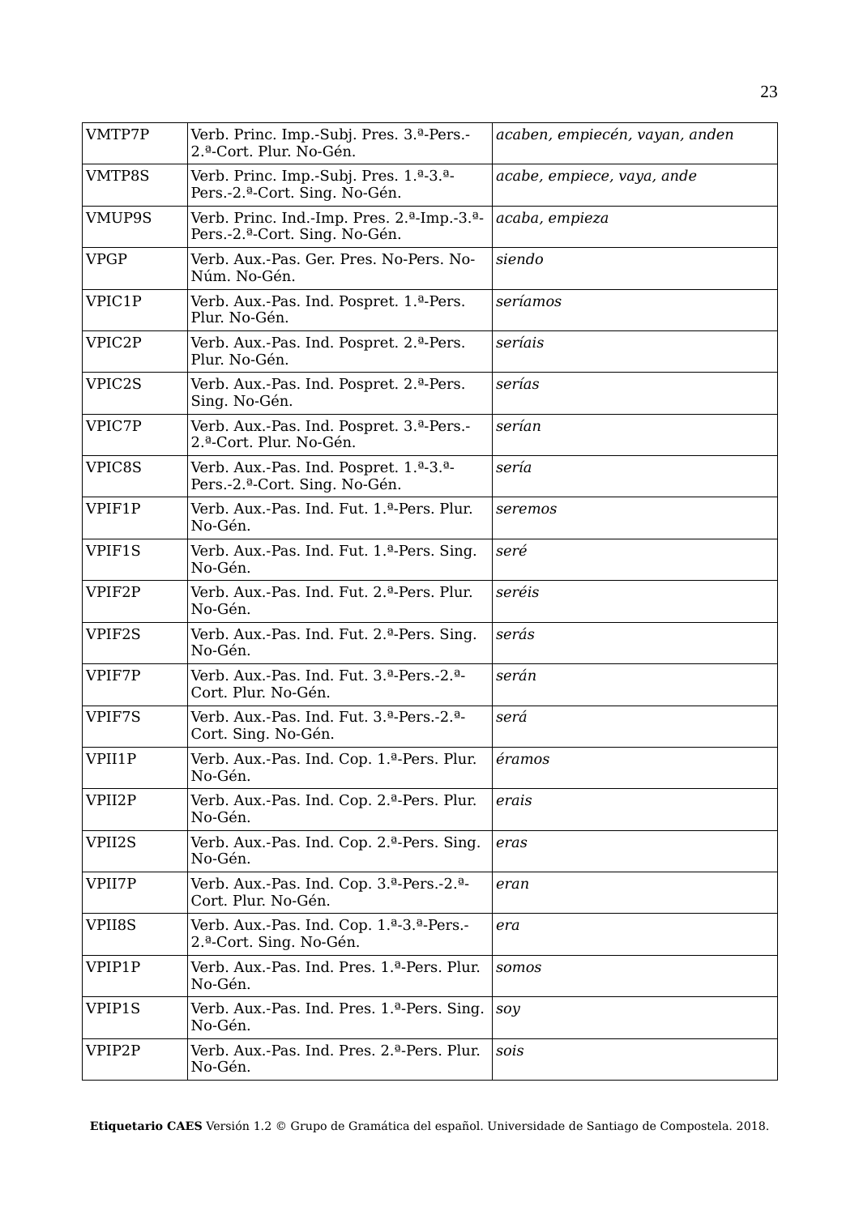| | | |
|---|---|---|
| VMTP7P | Verb. Princ. Imp.-Subj. Pres. 3.ª-Pers.-2.ª-Cort. Plur. No-Gén. | *acaben, empiecén, vayan, anden* |
| VMTP8S | Verb. Princ. Imp.-Subj. Pres. 1.ª-3.ª-Pers.-2.ª-Cort. Sing. No-Gén. | *acabe, empiece, vaya, ande* |
| VMUP9S | Verb. Princ. Ind.-Imp. Pres. 2.ª-Imp.-3.ª-Pers.-2.ª-Cort. Sing. No-Gén. | *acaba, empieza* |
| VPGP | Verb. Aux.-Pas. Ger. Pres. No-Pers. No-Núm. No-Gén. | *siendo* |
| VPIC1P | Verb. Aux.-Pas. Ind. Pospret. 1.ª-Pers. Plur. No-Gén. | *seríamos* |
| VPIC2P | Verb. Aux.-Pas. Ind. Pospret. 2.ª-Pers. Plur. No-Gén. | *seríais* |
| VPIC2S | Verb. Aux.-Pas. Ind. Pospret. 2.ª-Pers. Sing. No-Gén. | *serías* |
| VPIC7P | Verb. Aux.-Pas. Ind. Pospret. 3.ª-Pers.-2.ª-Cort. Plur. No-Gén. | *serían* |
| VPIC8S | Verb. Aux.-Pas. Ind. Pospret. 1.ª-3.ª-Pers.-2.ª-Cort. Sing. No-Gén. | *sería* |
| VPIF1P | Verb. Aux.-Pas. Ind. Fut. 1.ª-Pers. Plur. No-Gén. | *seremos* |
| VPIF1S | Verb. Aux.-Pas. Ind. Fut. 1.ª-Pers. Sing. No-Gén. | *seré* |
| VPIF2P | Verb. Aux.-Pas. Ind. Fut. 2.ª-Pers. Plur. No-Gén. | *seréis* |
| VPIF2S | Verb. Aux.-Pas. Ind. Fut. 2.ª-Pers. Sing. No-Gén. | *serás* |
| VPIF7P | Verb. Aux.-Pas. Ind. Fut. 3.ª-Pers.-2.ª-Cort. Plur. No-Gén. | *serán* |
| VPIF7S | Verb. Aux.-Pas. Ind. Fut. 3.ª-Pers.-2.ª-Cort. Sing. No-Gén. | *será* |
| VPII1P | Verb. Aux.-Pas. Ind. Cop. 1.ª-Pers. Plur. No-Gén. | *éramos* |
| VPII2P | Verb. Aux.-Pas. Ind. Cop. 2.ª-Pers. Plur. No-Gén. | *erais* |
| VPII2S | Verb. Aux.-Pas. Ind. Cop. 2.ª-Pers. Sing. No-Gén. | *eras* |
| VPII7P | Verb. Aux.-Pas. Ind. Cop. 3.ª-Pers.-2.ª-Cort. Plur. No-Gén. | *eran* |
| VPII8S | Verb. Aux.-Pas. Ind. Cop. 1.ª-3.ª-Pers.-2.ª-Cort. Sing. No-Gén. | *era* |
| VPIP1P | Verb. Aux.-Pas. Ind. Pres. 1.ª-Pers. Plur. No-Gén. | *somos* |
| VPIP1S | Verb. Aux.-Pas. Ind. Pres. 1.ª-Pers. Sing. No-Gén. | *soy* |
| VPIP2P | Verb. Aux.-Pas. Ind. Pres. 2.ª-Pers. Plur. No-Gén. | *sois* |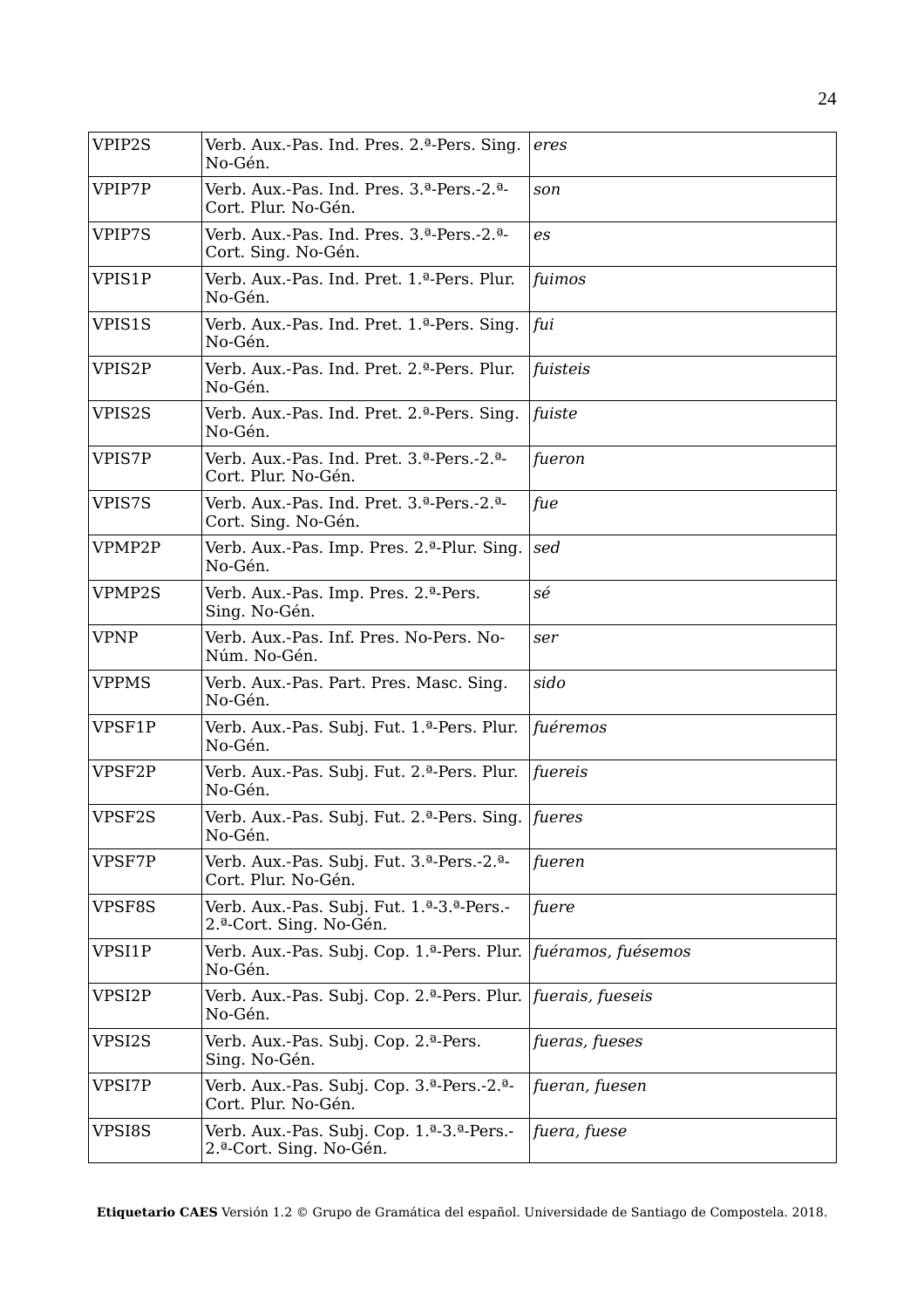| VPIP2S | Verb. Aux.-Pas. Ind. Pres. 2.ª-Pers. Sing. No-Gén. | *eres* |
|---|---|---|
| VPIP7P | Verb. Aux.-Pas. Ind. Pres. 3.ª-Pers.-2.ª-Cort. Plur. No-Gén. | *son* |
| VPIP7S | Verb. Aux.-Pas. Ind. Pres. 3.ª-Pers.-2.ª-Cort. Sing. No-Gén. | *es* |
| VPIS1P | Verb. Aux.-Pas. Ind. Pret. 1.ª-Pers. Plur. No-Gén. | *fuimos* |
| VPIS1S | Verb. Aux.-Pas. Ind. Pret. 1.ª-Pers. Sing. No-Gén. | *fui* |
| VPIS2P | Verb. Aux.-Pas. Ind. Pret. 2.ª-Pers. Plur. No-Gén. | *fuisteis* |
| VPIS2S | Verb. Aux.-Pas. Ind. Pret. 2.ª-Pers. Sing. No-Gén. | *fuiste* |
| VPIS7P | Verb. Aux.-Pas. Ind. Pret. 3.ª-Pers.-2.ª-Cort. Plur. No-Gén. | *fueron* |
| VPIS7S | Verb. Aux.-Pas. Ind. Pret. 3.ª-Pers.-2.ª-Cort. Sing. No-Gén. | *fue* |
| VPMP2P | Verb. Aux.-Pas. Imp. Pres. 2.ª-Plur. Sing. No-Gén. | *sed* |
| VPMP2S | Verb. Aux.-Pas. Imp. Pres. 2.ª-Pers. Sing. No-Gén. | *sé* |
| VPNP | Verb. Aux.-Pas. Inf. Pres. No-Pers. No-Núm. No-Gén. | *ser* |
| VPPMS | Verb. Aux.-Pas. Part. Pres. Masc. Sing. No-Gén. | *sido* |
| VPSF1P | Verb. Aux.-Pas. Subj. Fut. 1.ª-Pers. Plur. No-Gén. | *fuéremos* |
| VPSF2P | Verb. Aux.-Pas. Subj. Fut. 2.ª-Pers. Plur. No-Gén. | *fuereis* |
| VPSF2S | Verb. Aux.-Pas. Subj. Fut. 2.ª-Pers. Sing. No-Gén. | *fueres* |
| VPSF7P | Verb. Aux.-Pas. Subj. Fut. 3.ª-Pers.-2.ª-Cort. Plur. No-Gén. | *fueren* |
| VPSF8S | Verb. Aux.-Pas. Subj. Fut. 1.ª-3.ª-Pers.-2.ª-Cort. Sing. No-Gén. | *fuere* |
| VPSI1P | Verb. Aux.-Pas. Subj. Cop. 1.ª-Pers. Plur. No-Gén. | *fuéramos, fuésemos* |
| VPSI2P | Verb. Aux.-Pas. Subj. Cop. 2.ª-Pers. Plur. No-Gén. | *fuerais, fueseis* |
| VPSI2S | Verb. Aux.-Pas. Subj. Cop. 2.ª-Pers. Sing. No-Gén. | *fueras, fueses* |
| VPSI7P | Verb. Aux.-Pas. Subj. Cop. 3.ª-Pers.-2.ª-Cort. Plur. No-Gén. | *fueran, fuesen* |
| VPSI8S | Verb. Aux.-Pas. Subj. Cop. 1.ª-3.ª-Pers.-2.ª-Cort. Sing. No-Gén. | *fuera, fuese* |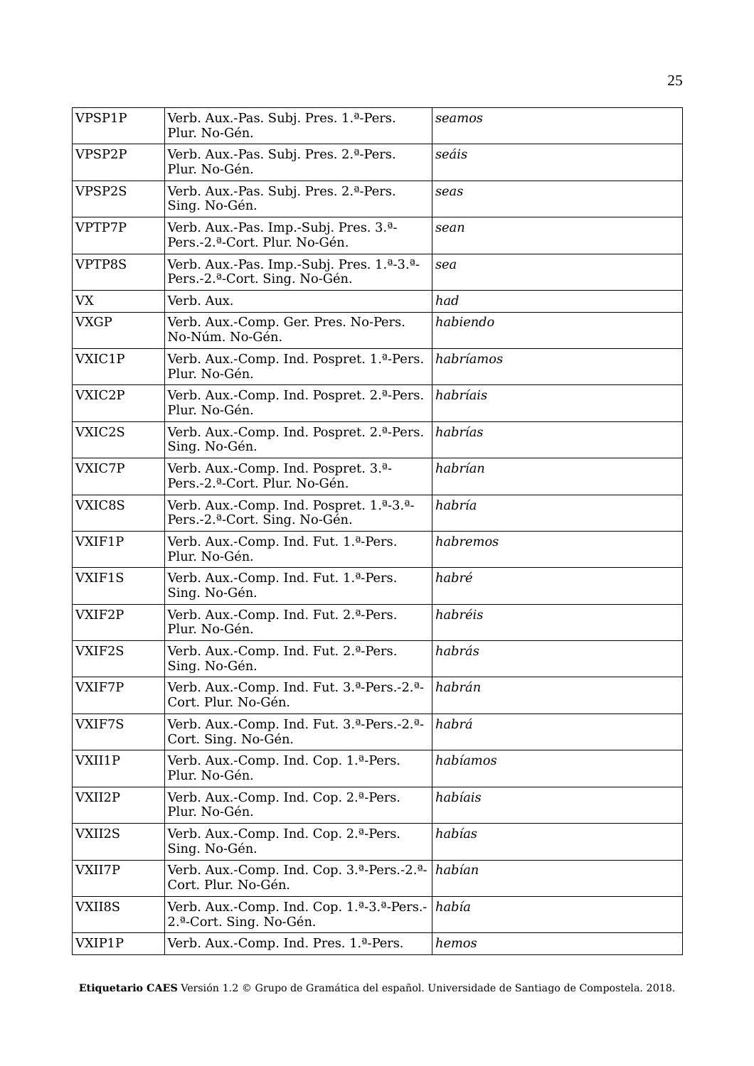| VPSP1P | Verb. Aux.-Pas. Subj. Pres. 1.ª-Pers. Plur. No-Gén. | *seamos* |
|---|---|---|
| VPSP2P | Verb. Aux.-Pas. Subj. Pres. 2.ª-Pers. Plur. No-Gén. | *seáis* |
| VPSP2S | Verb. Aux.-Pas. Subj. Pres. 2.ª-Pers. Sing. No-Gén. | *seas* |
| VPTP7P | Verb. Aux.-Pas. Imp.-Subj. Pres. 3.ª-Pers.-2.ª-Cort. Plur. No-Gén. | *sean* |
| VPTP8S | Verb. Aux.-Pas. Imp.-Subj. Pres. 1.ª-3.ª-Pers.-2.ª-Cort. Sing. No-Gén. | *sea* |
| VX | Verb. Aux. | *had* |
| VXGP | Verb. Aux.-Comp. Ger. Pres. No-Pers. No-Núm. No-Gén. | *habiendo* |
| VXIC1P | Verb. Aux.-Comp. Ind. Pospret. 1.ª-Pers. Plur. No-Gén. | *habríamos* |
| VXIC2P | Verb. Aux.-Comp. Ind. Pospret. 2.ª-Pers. Plur. No-Gén. | *habríais* |
| VXIC2S | Verb. Aux.-Comp. Ind. Pospret. 2.ª-Pers. Sing. No-Gén. | *habrías* |
| VXIC7P | Verb. Aux.-Comp. Ind. Pospret. 3.ª-Pers.-2.ª-Cort. Plur. No-Gén. | *habrían* |
| VXIC8S | Verb. Aux.-Comp. Ind. Pospret. 1.ª-3.ª-Pers.-2.ª-Cort. Sing. No-Gén. | *habría* |
| VXIF1P | Verb. Aux.-Comp. Ind. Fut. 1.ª-Pers. Plur. No-Gén. | *habremos* |
| VXIF1S | Verb. Aux.-Comp. Ind. Fut. 1.ª-Pers. Sing. No-Gén. | *habré* |
| VXIF2P | Verb. Aux.-Comp. Ind. Fut. 2.ª-Pers. Plur. No-Gén. | *habréis* |
| VXIF2S | Verb. Aux.-Comp. Ind. Fut. 2.ª-Pers. Sing. No-Gén. | *habrás* |
| VXIF7P | Verb. Aux.-Comp. Ind. Fut. 3.ª-Pers.-2.ª-Cort. Plur. No-Gén. | *habrán* |
| VXIF7S | Verb. Aux.-Comp. Ind. Fut. 3.ª-Pers.-2.ª-Cort. Sing. No-Gén. | *habrá* |
| VXII1P | Verb. Aux.-Comp. Ind. Cop. 1.ª-Pers. Plur. No-Gén. | *habíamos* |
| VXII2P | Verb. Aux.-Comp. Ind. Cop. 2.ª-Pers. Plur. No-Gén. | *habíais* |
| VXII2S | Verb. Aux.-Comp. Ind. Cop. 2.ª-Pers. Sing. No-Gén. | *habías* |
| VXII7P | Verb. Aux.-Comp. Ind. Cop. 3.ª-Pers.-2.ª-Cort. Plur. No-Gén. | *habían* |
| VXII8S | Verb. Aux.-Comp. Ind. Cop. 1.ª-3.ª-Pers.-2.ª-Cort. Sing. No-Gén. | *había* |
| VXIP1P | Verb. Aux.-Comp. Ind. Pres. 1.ª-Pers. | *hemos* |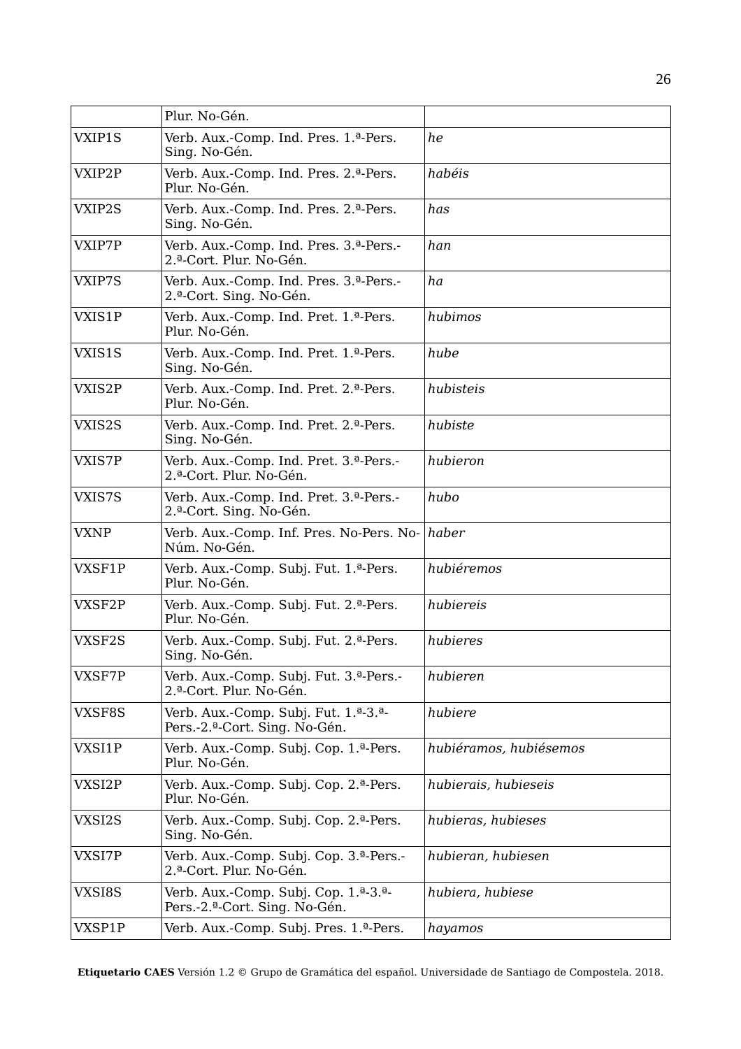| | | |
|---|---|---|
| | Plur. No-Gén. | |
| VXIP1S | Verb. Aux.-Comp. Ind. Pres. 1.ª-Pers. Sing. No-Gén. | *he* |
| VXIP2P | Verb. Aux.-Comp. Ind. Pres. 2.ª-Pers. Plur. No-Gén. | *habéis* |
| VXIP2S | Verb. Aux.-Comp. Ind. Pres. 2.ª-Pers. Sing. No-Gén. | *has* |
| VXIP7P | Verb. Aux.-Comp. Ind. Pres. 3.ª-Pers.-2.ª-Cort. Plur. No-Gén. | *han* |
| VXIP7S | Verb. Aux.-Comp. Ind. Pres. 3.ª-Pers.-2.ª-Cort. Sing. No-Gén. | *ha* |
| VXIS1P | Verb. Aux.-Comp. Ind. Pret. 1.ª-Pers. Plur. No-Gén. | *hubimos* |
| VXIS1S | Verb. Aux.-Comp. Ind. Pret. 1.ª-Pers. Sing. No-Gén. | *hube* |
| VXIS2P | Verb. Aux.-Comp. Ind. Pret. 2.ª-Pers. Plur. No-Gén. | *hubisteis* |
| VXIS2S | Verb. Aux.-Comp. Ind. Pret. 2.ª-Pers. Sing. No-Gén. | *hubiste* |
| VXIS7P | Verb. Aux.-Comp. Ind. Pret. 3.ª-Pers.-2.ª-Cort. Plur. No-Gén. | *hubieron* |
| VXIS7S | Verb. Aux.-Comp. Ind. Pret. 3.ª-Pers.-2.ª-Cort. Sing. No-Gén. | *hubo* |
| VXNP | Verb. Aux.-Comp. Inf. Pres. No-Pers. No-Núm. No-Gén. | *haber* |
| VXSF1P | Verb. Aux.-Comp. Subj. Fut. 1.ª-Pers. Plur. No-Gén. | *hubiéremos* |
| VXSF2P | Verb. Aux.-Comp. Subj. Fut. 2.ª-Pers. Plur. No-Gén. | *hubiereis* |
| VXSF2S | Verb. Aux.-Comp. Subj. Fut. 2.ª-Pers. Sing. No-Gén. | *hubieres* |
| VXSF7P | Verb. Aux.-Comp. Subj. Fut. 3.ª-Pers.-2.ª-Cort. Plur. No-Gén. | *hubieren* |
| VXSF8S | Verb. Aux.-Comp. Subj. Fut. 1.ª-3.ª-Pers.-2.ª-Cort. Sing. No-Gén. | *hubiere* |
| VXSI1P | Verb. Aux.-Comp. Subj. Cop. 1.ª-Pers. Plur. No-Gén. | *hubiéramos, hubiésemos* |
| VXSI2P | Verb. Aux.-Comp. Subj. Cop. 2.ª-Pers. Plur. No-Gén. | *hubierais, hubieseis* |
| VXSI2S | Verb. Aux.-Comp. Subj. Cop. 2.ª-Pers. Sing. No-Gén. | *hubieras, hubieses* |
| VXSI7P | Verb. Aux.-Comp. Subj. Cop. 3.ª-Pers.-2.ª-Cort. Plur. No-Gén. | *hubieran, hubiesen* |
| VXSI8S | Verb. Aux.-Comp. Subj. Cop. 1.ª-3.ª-Pers.-2.ª-Cort. Sing. No-Gén. | *hubiera, hubiese* |
| VXSP1P | Verb. Aux.-Comp. Subj. Pres. 1.ª-Pers. | *hayamos* |

**Etiquetario CAES** Versión 1.2 © Grupo de Gramática del español. Universidade de Santiago de Compostela. 2018.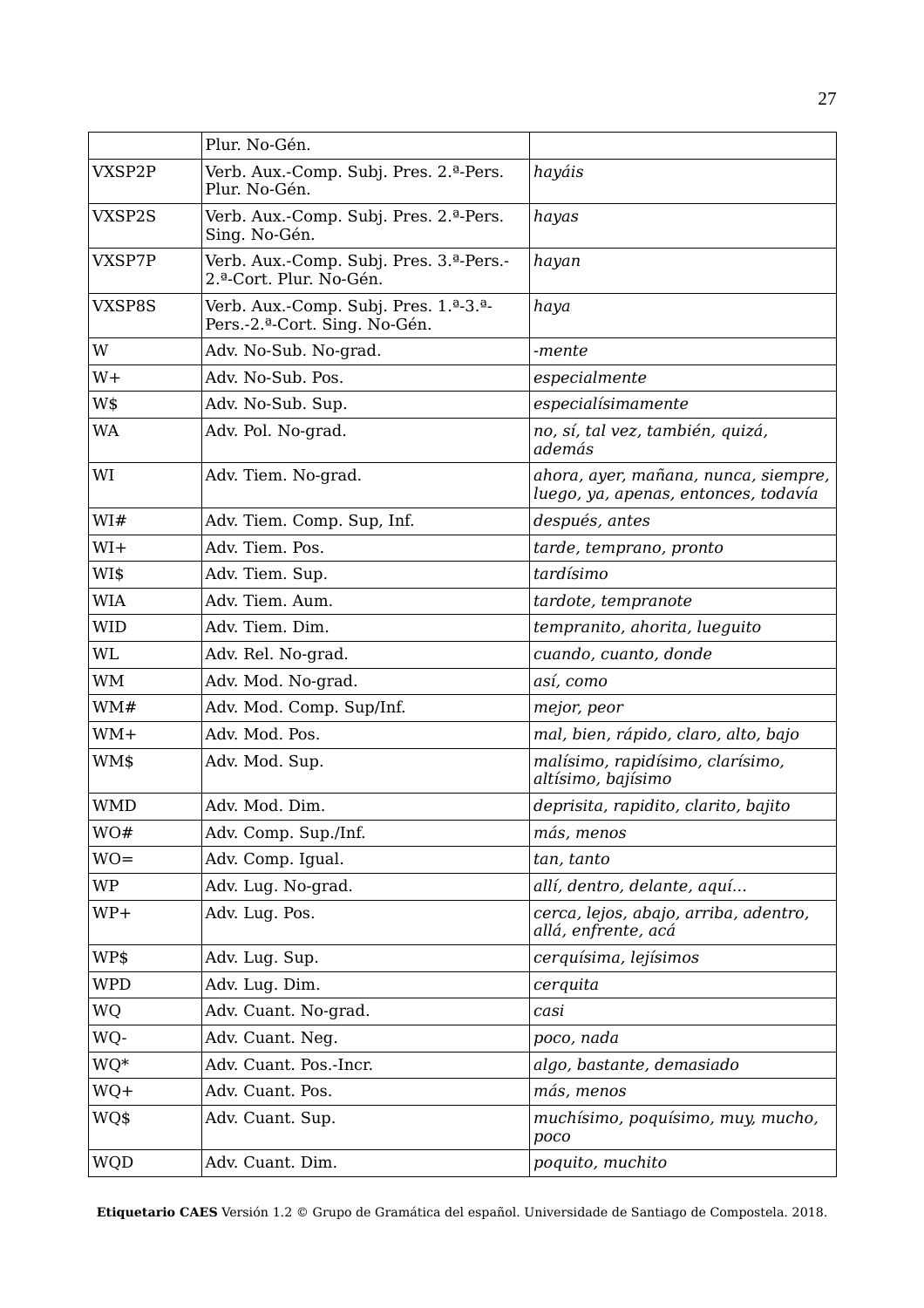| | | |
|---|---|---|
| | Plur. No-Gén. | |
| VXSP2P | Verb. Aux.-Comp. Subj. Pres. 2.ª-Pers. Plur. No-Gén. | *hayáis* |
| VXSP2S | Verb. Aux.-Comp. Subj. Pres. 2.ª-Pers. Sing. No-Gén. | *hayas* |
| VXSP7P | Verb. Aux.-Comp. Subj. Pres. 3.ª-Pers.-2.ª-Cort. Plur. No-Gén. | *hayan* |
| VXSP8S | Verb. Aux.-Comp. Subj. Pres. 1.ª-3.ª-Pers.-2.ª-Cort. Sing. No-Gén. | *haya* |
| W | Adv. No-Sub. No-grad. | *-mente* |
| W+ | Adv. No-Sub. Pos. | *especialmente* |
| W$ | Adv. No-Sub. Sup. | *especialísimamente* |
| WA | Adv. Pol. No-grad. | *no, sí, tal vez, también, quizá, además* |
| WI | Adv. Tiem. No-grad. | *ahora, ayer, mañana, nunca, siempre, luego, ya, apenas, entonces, todavía* |
| WI# | Adv. Tiem. Comp. Sup, Inf. | *después, antes* |
| WI+ | Adv. Tiem. Pos. | *tarde, temprano, pronto* |
| WI$ | Adv. Tiem. Sup. | *tardísimo* |
| WIA | Adv. Tiem. Aum. | *tardote, tempranote* |
| WID | Adv. Tiem. Dim. | *tempranito, ahorita, lueguito* |
| WL | Adv. Rel. No-grad. | *cuando, cuanto, donde* |
| WM | Adv. Mod. No-grad. | *así, como* |
| WM# | Adv. Mod. Comp. Sup/Inf. | *mejor, peor* |
| WM+ | Adv. Mod. Pos. | *mal, bien, rápido, claro, alto, bajo* |
| WM$ | Adv. Mod. Sup. | *malísimo, rapidísimo, clarísimo, altísimo, bajísimo* |
| WMD | Adv. Mod. Dim. | *deprisita, rapidito, clarito, bajito* |
| WO# | Adv. Comp. Sup./Inf. | *más, menos* |
| WO= | Adv. Comp. Igual. | *tan, tanto* |
| WP | Adv. Lug. No-grad. | *allí, dentro, delante, aquí...* |
| WP+ | Adv. Lug. Pos. | *cerca, lejos, abajo, arriba, adentro, allá, enfrente, acá* |
| WP$ | Adv. Lug. Sup. | *cerquísima, lejísimos* |
| WPD | Adv. Lug. Dim. | *cerquita* |
| WQ | Adv. Cuant. No-grad. | *casi* |
| WQ- | Adv. Cuant. Neg. | *poco, nada* |
| WQ* | Adv. Cuant. Pos.-Incr. | *algo, bastante, demasiado* |
| WQ+ | Adv. Cuant. Pos. | *más, menos* |
| WQ$ | Adv. Cuant. Sup. | *muchísimo, poquísimo, muy, mucho, poco* |
| WQD | Adv. Cuant. Dim. | *poquito, muchito* |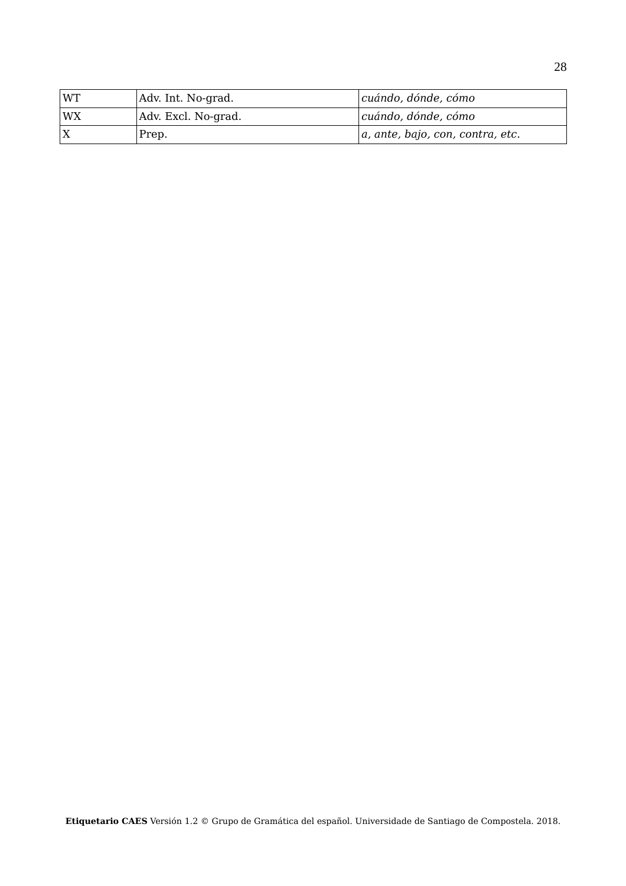| | | |
|---|---|---|
| WT | Adv. Int. No-grad. | *cuándo, dónde, cómo* |
| WX | Adv. Excl. No-grad. | *cuándo, dónde, cómo* |
| X | Prep. | *a, ante, bajo, con, contra, etc.* |